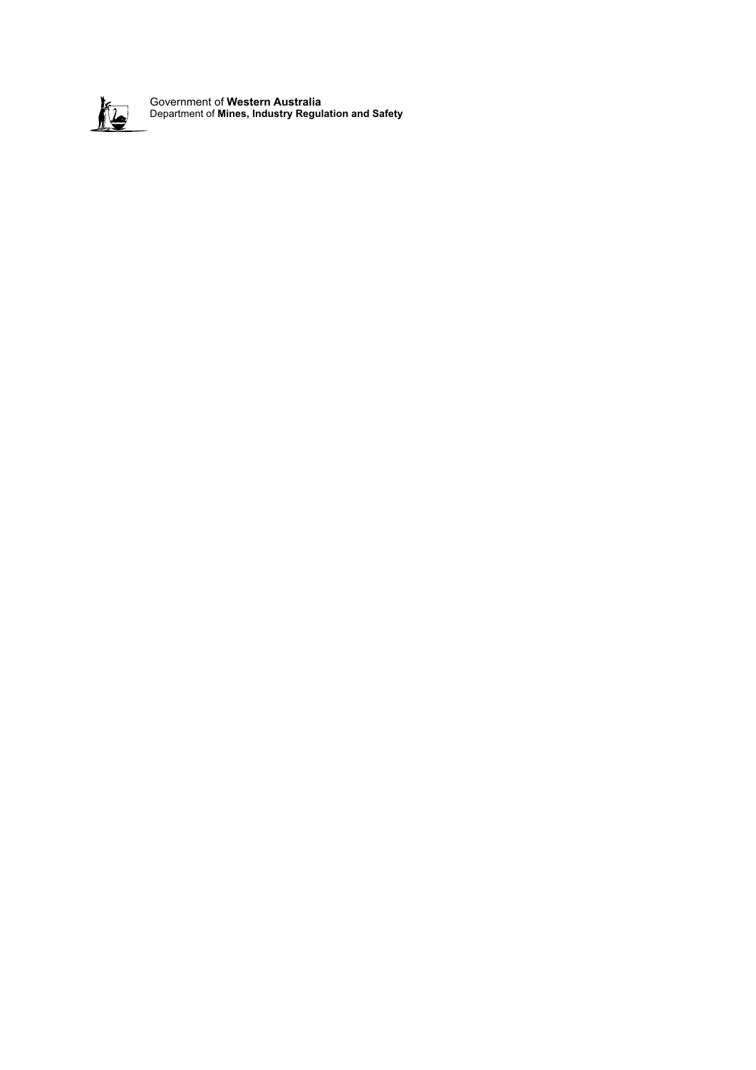Government of **Western Australia**
Department of **Mines, Industry Regulation and Safety**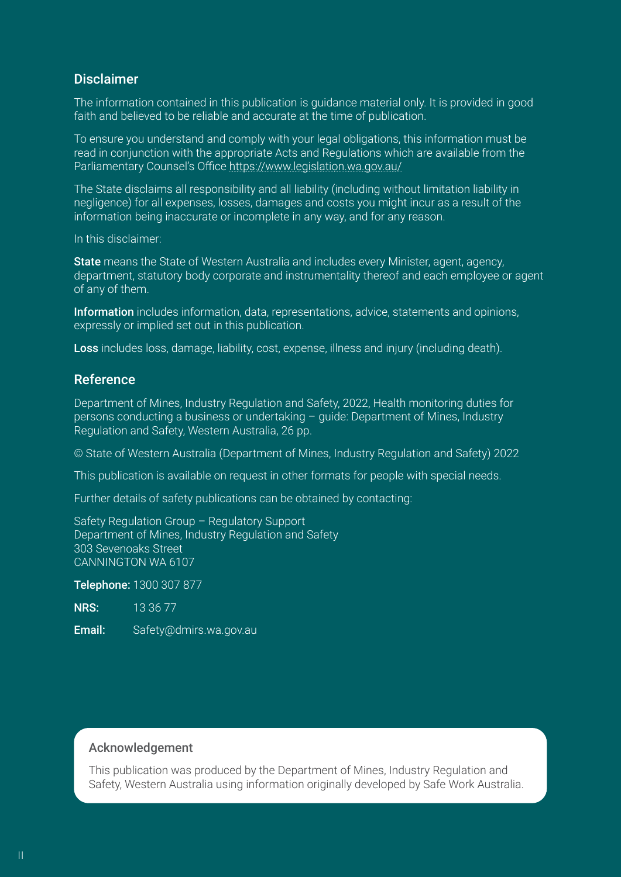## Disclaimer

The information contained in this publication is guidance material only. It is provided in good faith and believed to be reliable and accurate at the time of publication.

To ensure you understand and comply with your legal obligations, this information must be read in conjunction with the appropriate Acts and Regulations which are available from the Parliamentary Counsel's Office https://www.legislation.wa.gov.au/

The State disclaims all responsibility and all liability (including without limitation liability in negligence) for all expenses, losses, damages and costs you might incur as a result of the information being inaccurate or incomplete in any way, and for any reason.

In this disclaimer:

**State** means the State of Western Australia and includes every Minister, agent, agency, department, statutory body corporate and instrumentality thereof and each employee or agent of any of them.

**Information** includes information, data, representations, advice, statements and opinions, expressly or implied set out in this publication.

**Loss** includes loss, damage, liability, cost, expense, illness and injury (including death).

## Reference

Department of Mines, Industry Regulation and Safety, 2022, Health monitoring duties for persons conducting a business or undertaking – guide: Department of Mines, Industry Regulation and Safety, Western Australia, 26 pp.

© State of Western Australia (Department of Mines, Industry Regulation and Safety) 2022

This publication is available on request in other formats for people with special needs.

Further details of safety publications can be obtained by contacting:

Safety Regulation Group – Regulatory Support
Department of Mines, Industry Regulation and Safety
303 Sevenoaks Street
CANNINGTON WA 6107

**Telephone:** 1300 307 877

**NRS:** 13 36 77

**Email:** Safety@dmirs.wa.gov.au

### Acknowledgement

This publication was produced by the Department of Mines, Industry Regulation and Safety, Western Australia using information originally developed by Safe Work Australia.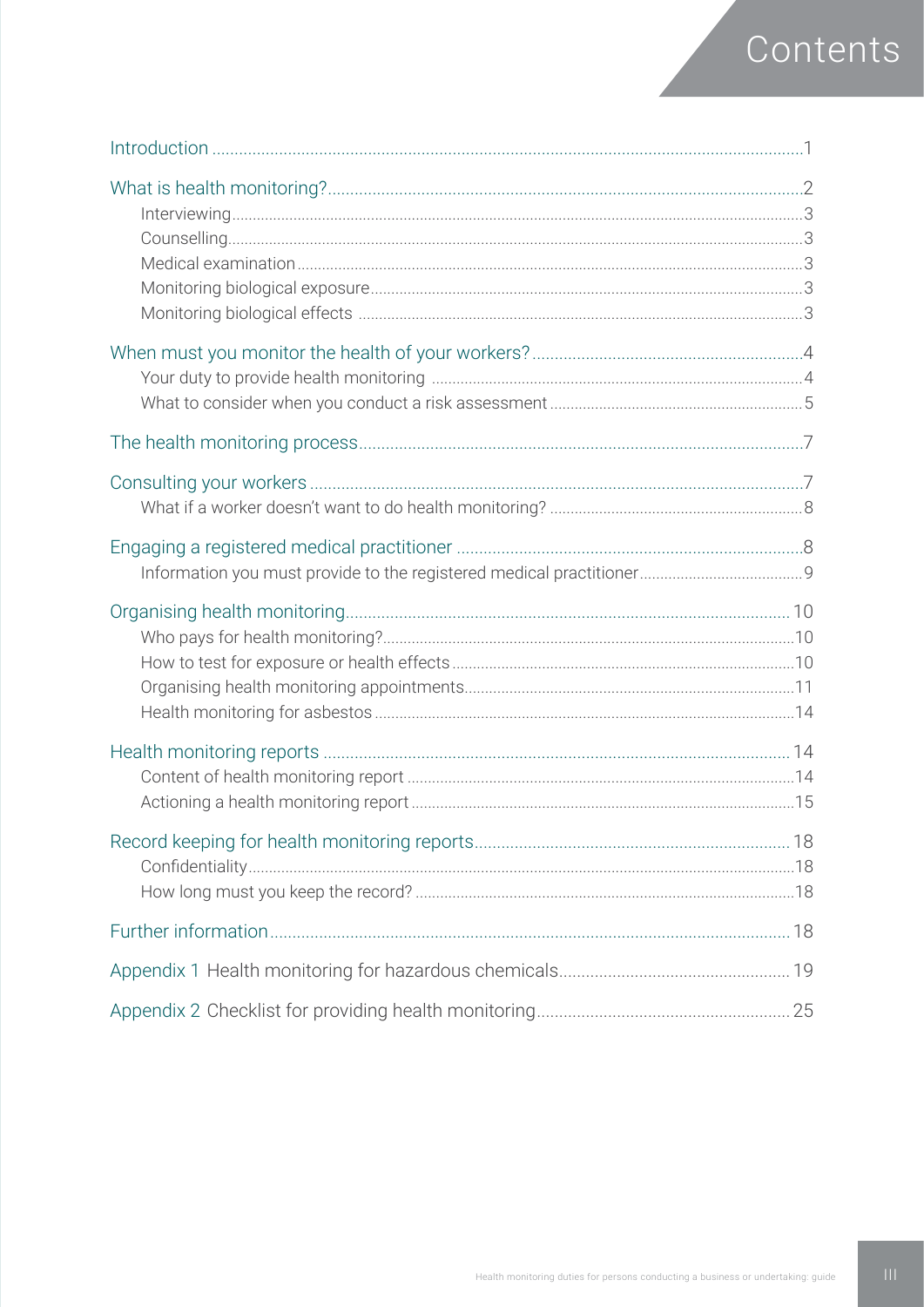# Contents

- Introduction 1
- What is health monitoring? 2
  - Interviewing 3
  - Counselling 3
  - Medical examination 3
  - Monitoring biological exposure 3
  - Monitoring biological effects 3
- When must you monitor the health of your workers? 4
  - Your duty to provide health monitoring 4
  - What to consider when you conduct a risk assessment 5
- The health monitoring process 7
- Consulting your workers 7
  - What if a worker doesn't want to do health monitoring? 8
- Engaging a registered medical practitioner 8
  - Information you must provide to the registered medical practitioner 9
- Organising health monitoring 10
  - Who pays for health monitoring? 10
  - How to test for exposure or health effects 10
  - Organising health monitoring appointments 11
  - Health monitoring for asbestos 14
- Health monitoring reports 14
  - Content of health monitoring report 14
  - Actioning a health monitoring report 15
- Record keeping for health monitoring reports 18
  - Confidentiality 18
  - How long must you keep the record? 18
- Further information 18
- Appendix 1 Health monitoring for hazardous chemicals 19
- Appendix 2 Checklist for providing health monitoring 25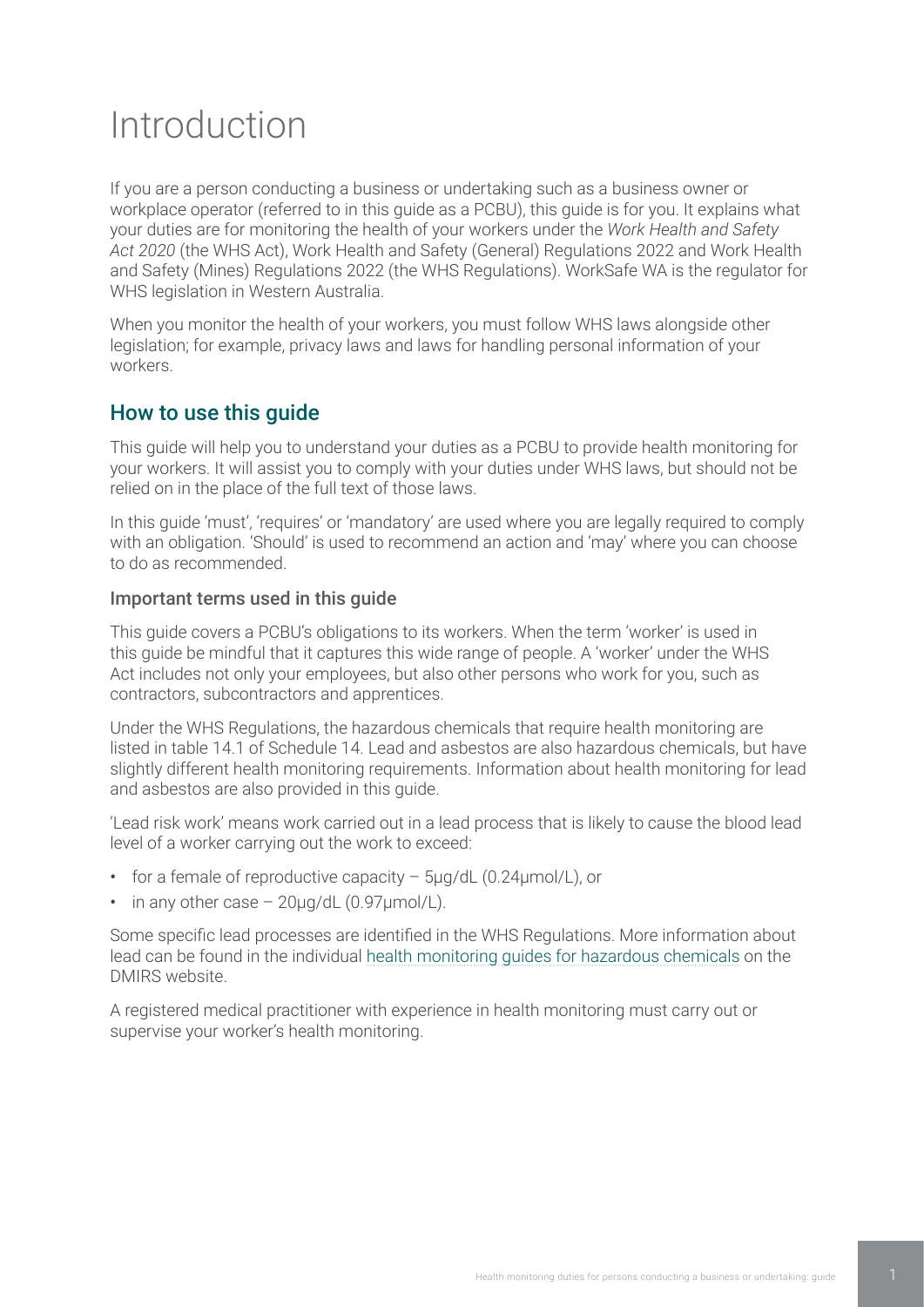# Introduction

If you are a person conducting a business or undertaking such as a business owner or workplace operator (referred to in this guide as a PCBU), this guide is for you. It explains what your duties are for monitoring the health of your workers under the *Work Health and Safety Act 2020* (the WHS Act), Work Health and Safety (General) Regulations 2022 and Work Health and Safety (Mines) Regulations 2022 (the WHS Regulations). WorkSafe WA is the regulator for WHS legislation in Western Australia.

When you monitor the health of your workers, you must follow WHS laws alongside other legislation; for example, privacy laws and laws for handling personal information of your workers.

## How to use this guide

This guide will help you to understand your duties as a PCBU to provide health monitoring for your workers. It will assist you to comply with your duties under WHS laws, but should not be relied on in the place of the full text of those laws.

In this guide 'must', 'requires' or 'mandatory' are used where you are legally required to comply with an obligation. 'Should' is used to recommend an action and 'may' where you can choose to do as recommended.

### Important terms used in this guide

This guide covers a PCBU's obligations to its workers. When the term 'worker' is used in this guide be mindful that it captures this wide range of people. A 'worker' under the WHS Act includes not only your employees, but also other persons who work for you, such as contractors, subcontractors and apprentices.

Under the WHS Regulations, the hazardous chemicals that require health monitoring are listed in table 14.1 of Schedule 14. Lead and asbestos are also hazardous chemicals, but have slightly different health monitoring requirements. Information about health monitoring for lead and asbestos are also provided in this guide.

'Lead risk work' means work carried out in a lead process that is likely to cause the blood lead level of a worker carrying out the work to exceed:

- for a female of reproductive capacity – 5μg/dL (0.24μmol/L), or
- in any other case – 20μg/dL (0.97μmol/L).

Some specific lead processes are identified in the WHS Regulations. More information about lead can be found in the individual health monitoring guides for hazardous chemicals on the DMIRS website.

A registered medical practitioner with experience in health monitoring must carry out or supervise your worker's health monitoring.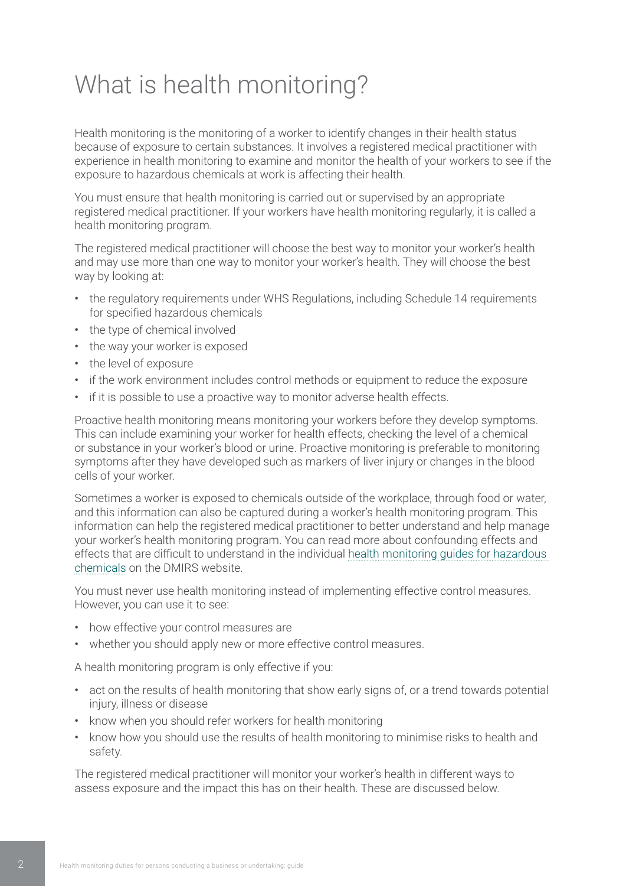# What is health monitoring?

Health monitoring is the monitoring of a worker to identify changes in their health status because of exposure to certain substances. It involves a registered medical practitioner with experience in health monitoring to examine and monitor the health of your workers to see if the exposure to hazardous chemicals at work is affecting their health.

You must ensure that health monitoring is carried out or supervised by an appropriate registered medical practitioner. If your workers have health monitoring regularly, it is called a health monitoring program.

The registered medical practitioner will choose the best way to monitor your worker's health and may use more than one way to monitor your worker's health. They will choose the best way by looking at:

- the regulatory requirements under WHS Regulations, including Schedule 14 requirements for specified hazardous chemicals
- the type of chemical involved
- the way your worker is exposed
- the level of exposure
- if the work environment includes control methods or equipment to reduce the exposure
- if it is possible to use a proactive way to monitor adverse health effects.

Proactive health monitoring means monitoring your workers before they develop symptoms. This can include examining your worker for health effects, checking the level of a chemical or substance in your worker's blood or urine. Proactive monitoring is preferable to monitoring symptoms after they have developed such as markers of liver injury or changes in the blood cells of your worker.

Sometimes a worker is exposed to chemicals outside of the workplace, through food or water, and this information can also be captured during a worker's health monitoring program. This information can help the registered medical practitioner to better understand and help manage your worker's health monitoring program. You can read more about confounding effects and effects that are difficult to understand in the individual health monitoring guides for hazardous chemicals on the DMIRS website.

You must never use health monitoring instead of implementing effective control measures. However, you can use it to see:

- how effective your control measures are
- whether you should apply new or more effective control measures.

A health monitoring program is only effective if you:

- act on the results of health monitoring that show early signs of, or a trend towards potential injury, illness or disease
- know when you should refer workers for health monitoring
- know how you should use the results of health monitoring to minimise risks to health and safety.

The registered medical practitioner will monitor your worker's health in different ways to assess exposure and the impact this has on their health. These are discussed below.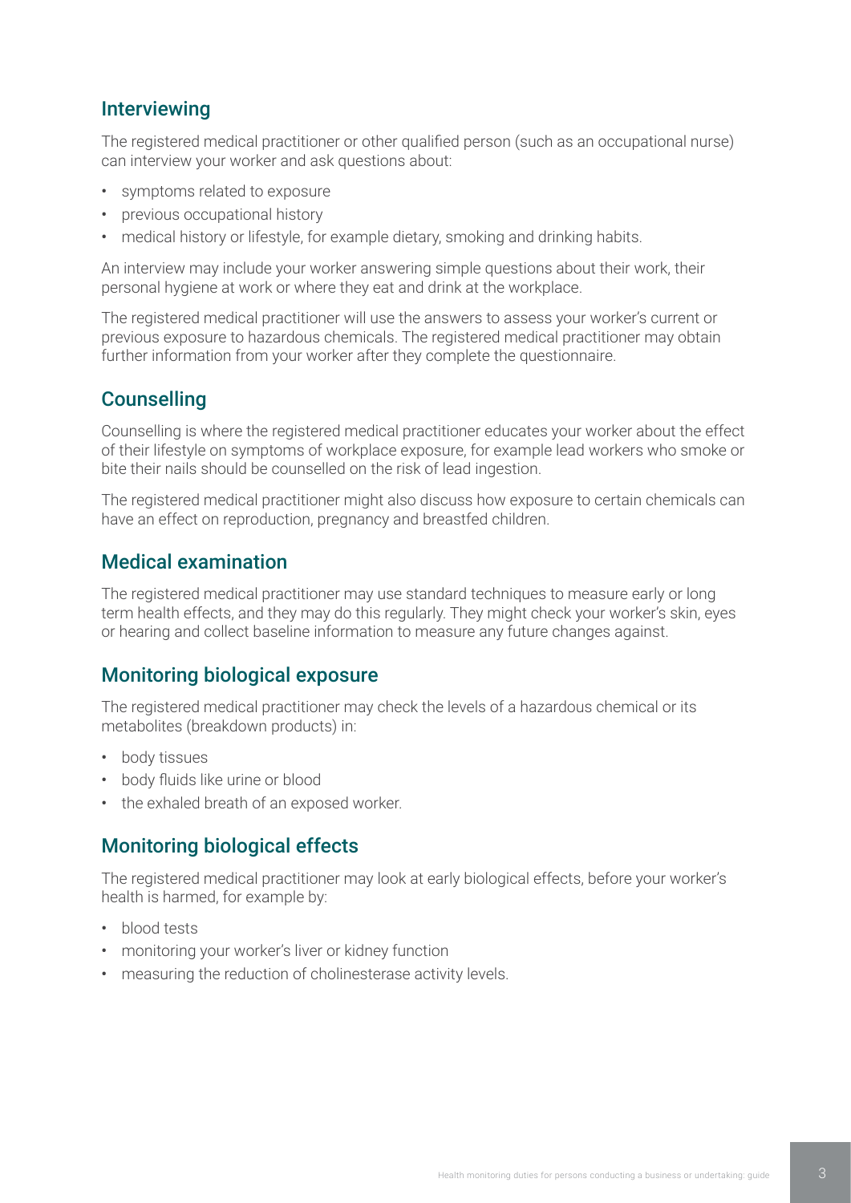## Interviewing

The registered medical practitioner or other qualified person (such as an occupational nurse) can interview your worker and ask questions about:

- symptoms related to exposure
- previous occupational history
- medical history or lifestyle, for example dietary, smoking and drinking habits.

An interview may include your worker answering simple questions about their work, their personal hygiene at work or where they eat and drink at the workplace.

The registered medical practitioner will use the answers to assess your worker's current or previous exposure to hazardous chemicals. The registered medical practitioner may obtain further information from your worker after they complete the questionnaire.

## Counselling

Counselling is where the registered medical practitioner educates your worker about the effect of their lifestyle on symptoms of workplace exposure, for example lead workers who smoke or bite their nails should be counselled on the risk of lead ingestion.

The registered medical practitioner might also discuss how exposure to certain chemicals can have an effect on reproduction, pregnancy and breastfed children.

## Medical examination

The registered medical practitioner may use standard techniques to measure early or long term health effects, and they may do this regularly. They might check your worker's skin, eyes or hearing and collect baseline information to measure any future changes against.

## Monitoring biological exposure

The registered medical practitioner may check the levels of a hazardous chemical or its metabolites (breakdown products) in:

- body tissues
- body fluids like urine or blood
- the exhaled breath of an exposed worker.

## Monitoring biological effects

The registered medical practitioner may look at early biological effects, before your worker's health is harmed, for example by:

- blood tests
- monitoring your worker's liver or kidney function
- measuring the reduction of cholinesterase activity levels.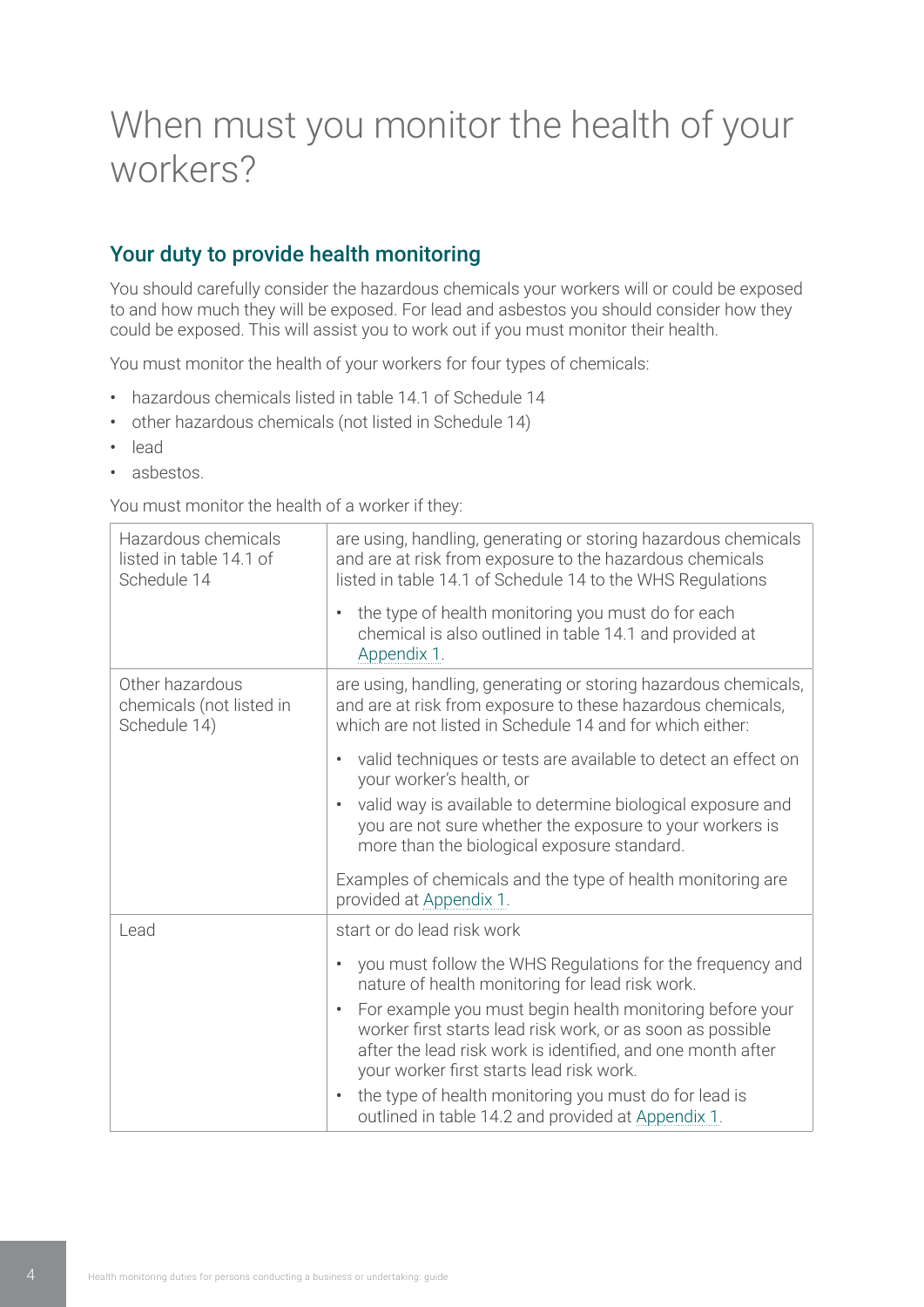# When must you monitor the health of your workers?

## Your duty to provide health monitoring

You should carefully consider the hazardous chemicals your workers will or could be exposed to and how much they will be exposed. For lead and asbestos you should consider how they could be exposed. This will assist you to work out if you must monitor their health.

You must monitor the health of your workers for four types of chemicals:

- hazardous chemicals listed in table 14.1 of Schedule 14
- other hazardous chemicals (not listed in Schedule 14)
- lead
- asbestos.

You must monitor the health of a worker if they:

| | |
|---|---|
| Hazardous chemicals listed in table 14.1 of Schedule 14 | are using, handling, generating or storing hazardous chemicals and are at risk from exposure to the hazardous chemicals listed in table 14.1 of Schedule 14 to the WHS Regulations<br>• the type of health monitoring you must do for each chemical is also outlined in table 14.1 and provided at Appendix 1. |
| Other hazardous chemicals (not listed in Schedule 14) | are using, handling, generating or storing hazardous chemicals, and are at risk from exposure to these hazardous chemicals, which are not listed in Schedule 14 and for which either:<br>• valid techniques or tests are available to detect an effect on your worker's health, or<br>• valid way is available to determine biological exposure and you are not sure whether the exposure to your workers is more than the biological exposure standard.<br>Examples of chemicals and the type of health monitoring are provided at Appendix 1. |
| Lead | start or do lead risk work<br>• you must follow the WHS Regulations for the frequency and nature of health monitoring for lead risk work.<br>• For example you must begin health monitoring before your worker first starts lead risk work, or as soon as possible after the lead risk work is identified, and one month after your worker first starts lead risk work.<br>• the type of health monitoring you must do for lead is outlined in table 14.2 and provided at Appendix 1. |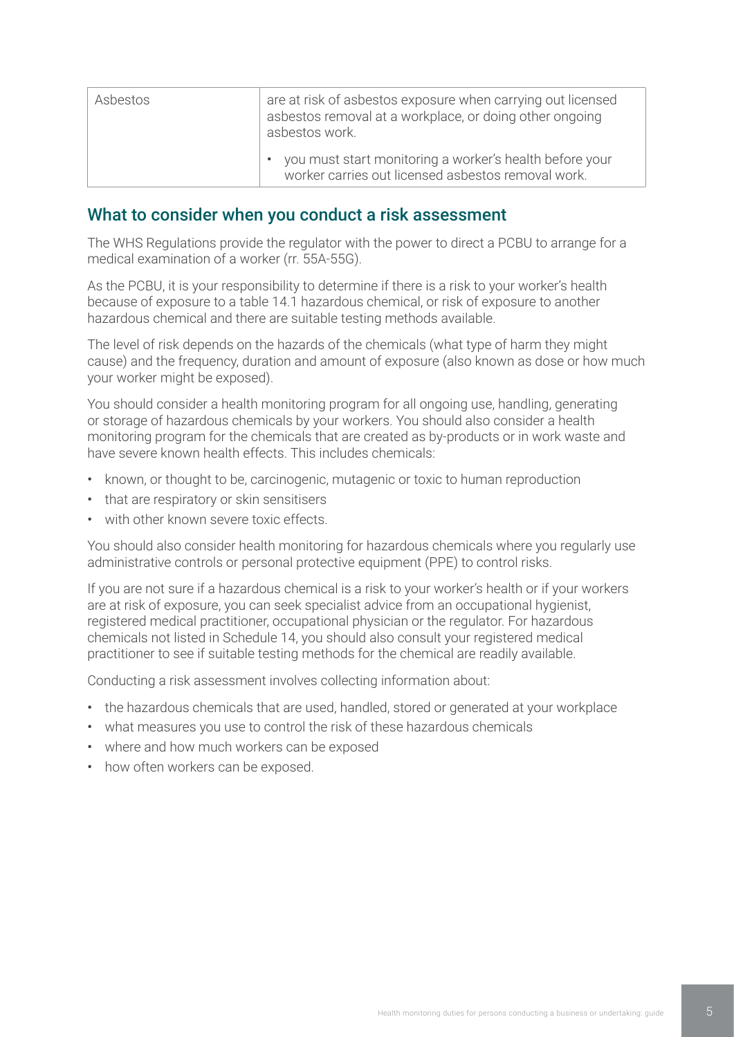| Asbestos | are at risk of asbestos exposure when carrying out licensed asbestos removal at a workplace, or doing other ongoing asbestos work.<br>• you must start monitoring a worker's health before your worker carries out licensed asbestos removal work. |
|---|---|

## What to consider when you conduct a risk assessment

The WHS Regulations provide the regulator with the power to direct a PCBU to arrange for a medical examination of a worker (rr. 55A-55G).

As the PCBU, it is your responsibility to determine if there is a risk to your worker's health because of exposure to a table 14.1 hazardous chemical, or risk of exposure to another hazardous chemical and there are suitable testing methods available.

The level of risk depends on the hazards of the chemicals (what type of harm they might cause) and the frequency, duration and amount of exposure (also known as dose or how much your worker might be exposed).

You should consider a health monitoring program for all ongoing use, handling, generating or storage of hazardous chemicals by your workers. You should also consider a health monitoring program for the chemicals that are created as by-products or in work waste and have severe known health effects. This includes chemicals:

- known, or thought to be, carcinogenic, mutagenic or toxic to human reproduction
- that are respiratory or skin sensitisers
- with other known severe toxic effects.

You should also consider health monitoring for hazardous chemicals where you regularly use administrative controls or personal protective equipment (PPE) to control risks.

If you are not sure if a hazardous chemical is a risk to your worker's health or if your workers are at risk of exposure, you can seek specialist advice from an occupational hygienist, registered medical practitioner, occupational physician or the regulator. For hazardous chemicals not listed in Schedule 14, you should also consult your registered medical practitioner to see if suitable testing methods for the chemical are readily available.

Conducting a risk assessment involves collecting information about:

- the hazardous chemicals that are used, handled, stored or generated at your workplace
- what measures you use to control the risk of these hazardous chemicals
- where and how much workers can be exposed
- how often workers can be exposed.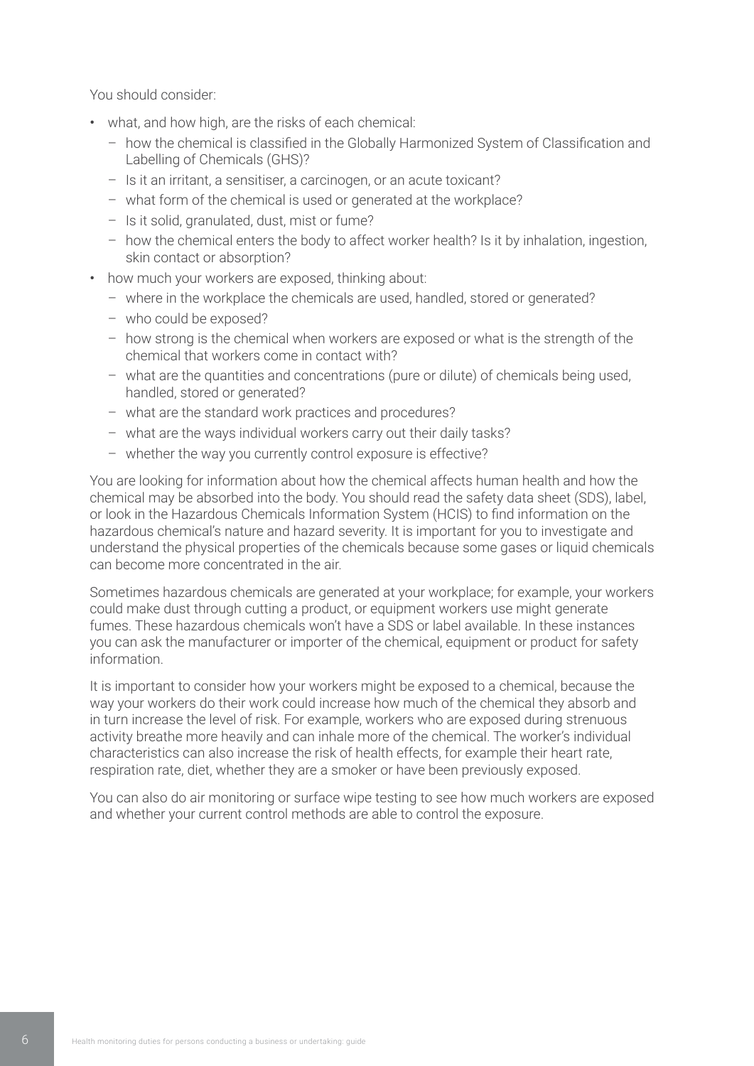You should consider:

- what, and how high, are the risks of each chemical:
  - how the chemical is classified in the Globally Harmonized System of Classification and Labelling of Chemicals (GHS)?
  - Is it an irritant, a sensitiser, a carcinogen, or an acute toxicant?
  - what form of the chemical is used or generated at the workplace?
  - Is it solid, granulated, dust, mist or fume?
  - how the chemical enters the body to affect worker health? Is it by inhalation, ingestion, skin contact or absorption?
- how much your workers are exposed, thinking about:
  - where in the workplace the chemicals are used, handled, stored or generated?
  - who could be exposed?
  - how strong is the chemical when workers are exposed or what is the strength of the chemical that workers come in contact with?
  - what are the quantities and concentrations (pure or dilute) of chemicals being used, handled, stored or generated?
  - what are the standard work practices and procedures?
  - what are the ways individual workers carry out their daily tasks?
  - whether the way you currently control exposure is effective?

You are looking for information about how the chemical affects human health and how the chemical may be absorbed into the body. You should read the safety data sheet (SDS), label, or look in the Hazardous Chemicals Information System (HCIS) to find information on the hazardous chemical's nature and hazard severity. It is important for you to investigate and understand the physical properties of the chemicals because some gases or liquid chemicals can become more concentrated in the air.

Sometimes hazardous chemicals are generated at your workplace; for example, your workers could make dust through cutting a product, or equipment workers use might generate fumes. These hazardous chemicals won't have a SDS or label available. In these instances you can ask the manufacturer or importer of the chemical, equipment or product for safety information.

It is important to consider how your workers might be exposed to a chemical, because the way your workers do their work could increase how much of the chemical they absorb and in turn increase the level of risk. For example, workers who are exposed during strenuous activity breathe more heavily and can inhale more of the chemical. The worker's individual characteristics can also increase the risk of health effects, for example their heart rate, respiration rate, diet, whether they are a smoker or have been previously exposed.

You can also do air monitoring or surface wipe testing to see how much workers are exposed and whether your current control methods are able to control the exposure.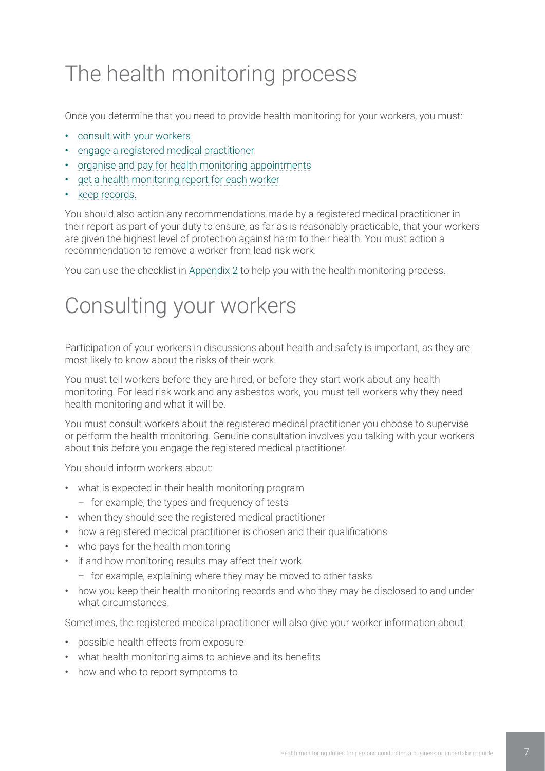# The health monitoring process

Once you determine that you need to provide health monitoring for your workers, you must:

- consult with your workers
- engage a registered medical practitioner
- organise and pay for health monitoring appointments
- get a health monitoring report for each worker
- keep records.

You should also action any recommendations made by a registered medical practitioner in their report as part of your duty to ensure, as far as is reasonably practicable, that your workers are given the highest level of protection against harm to their health. You must action a recommendation to remove a worker from lead risk work.

You can use the checklist in Appendix 2 to help you with the health monitoring process.

# Consulting your workers

Participation of your workers in discussions about health and safety is important, as they are most likely to know about the risks of their work.

You must tell workers before they are hired, or before they start work about any health monitoring. For lead risk work and any asbestos work, you must tell workers why they need health monitoring and what it will be.

You must consult workers about the registered medical practitioner you choose to supervise or perform the health monitoring. Genuine consultation involves you talking with your workers about this before you engage the registered medical practitioner.

You should inform workers about:

- what is expected in their health monitoring program
  - for example, the types and frequency of tests
- when they should see the registered medical practitioner
- how a registered medical practitioner is chosen and their qualifications
- who pays for the health monitoring
- if and how monitoring results may affect their work
  - for example, explaining where they may be moved to other tasks
- how you keep their health monitoring records and who they may be disclosed to and under what circumstances.

Sometimes, the registered medical practitioner will also give your worker information about:

- possible health effects from exposure
- what health monitoring aims to achieve and its benefits
- how and who to report symptoms to.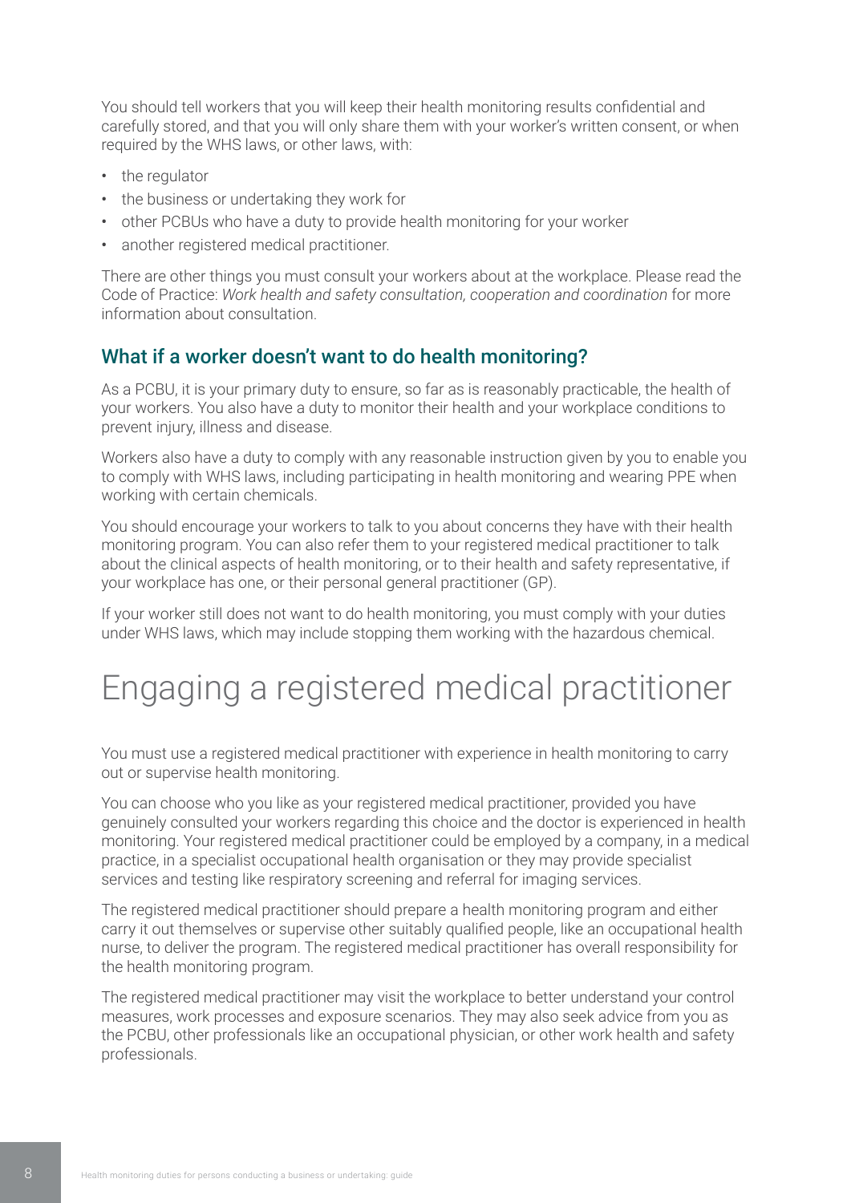You should tell workers that you will keep their health monitoring results confidential and carefully stored, and that you will only share them with your worker's written consent, or when required by the WHS laws, or other laws, with:

- the regulator
- the business or undertaking they work for
- other PCBUs who have a duty to provide health monitoring for your worker
- another registered medical practitioner.

There are other things you must consult your workers about at the workplace. Please read the Code of Practice: *Work health and safety consultation, cooperation and coordination* for more information about consultation.

## What if a worker doesn't want to do health monitoring?

As a PCBU, it is your primary duty to ensure, so far as is reasonably practicable, the health of your workers. You also have a duty to monitor their health and your workplace conditions to prevent injury, illness and disease.

Workers also have a duty to comply with any reasonable instruction given by you to enable you to comply with WHS laws, including participating in health monitoring and wearing PPE when working with certain chemicals.

You should encourage your workers to talk to you about concerns they have with their health monitoring program. You can also refer them to your registered medical practitioner to talk about the clinical aspects of health monitoring, or to their health and safety representative, if your workplace has one, or their personal general practitioner (GP).

If your worker still does not want to do health monitoring, you must comply with your duties under WHS laws, which may include stopping them working with the hazardous chemical.

# Engaging a registered medical practitioner

You must use a registered medical practitioner with experience in health monitoring to carry out or supervise health monitoring.

You can choose who you like as your registered medical practitioner, provided you have genuinely consulted your workers regarding this choice and the doctor is experienced in health monitoring. Your registered medical practitioner could be employed by a company, in a medical practice, in a specialist occupational health organisation or they may provide specialist services and testing like respiratory screening and referral for imaging services.

The registered medical practitioner should prepare a health monitoring program and either carry it out themselves or supervise other suitably qualified people, like an occupational health nurse, to deliver the program. The registered medical practitioner has overall responsibility for the health monitoring program.

The registered medical practitioner may visit the workplace to better understand your control measures, work processes and exposure scenarios. They may also seek advice from you as the PCBU, other professionals like an occupational physician, or other work health and safety professionals.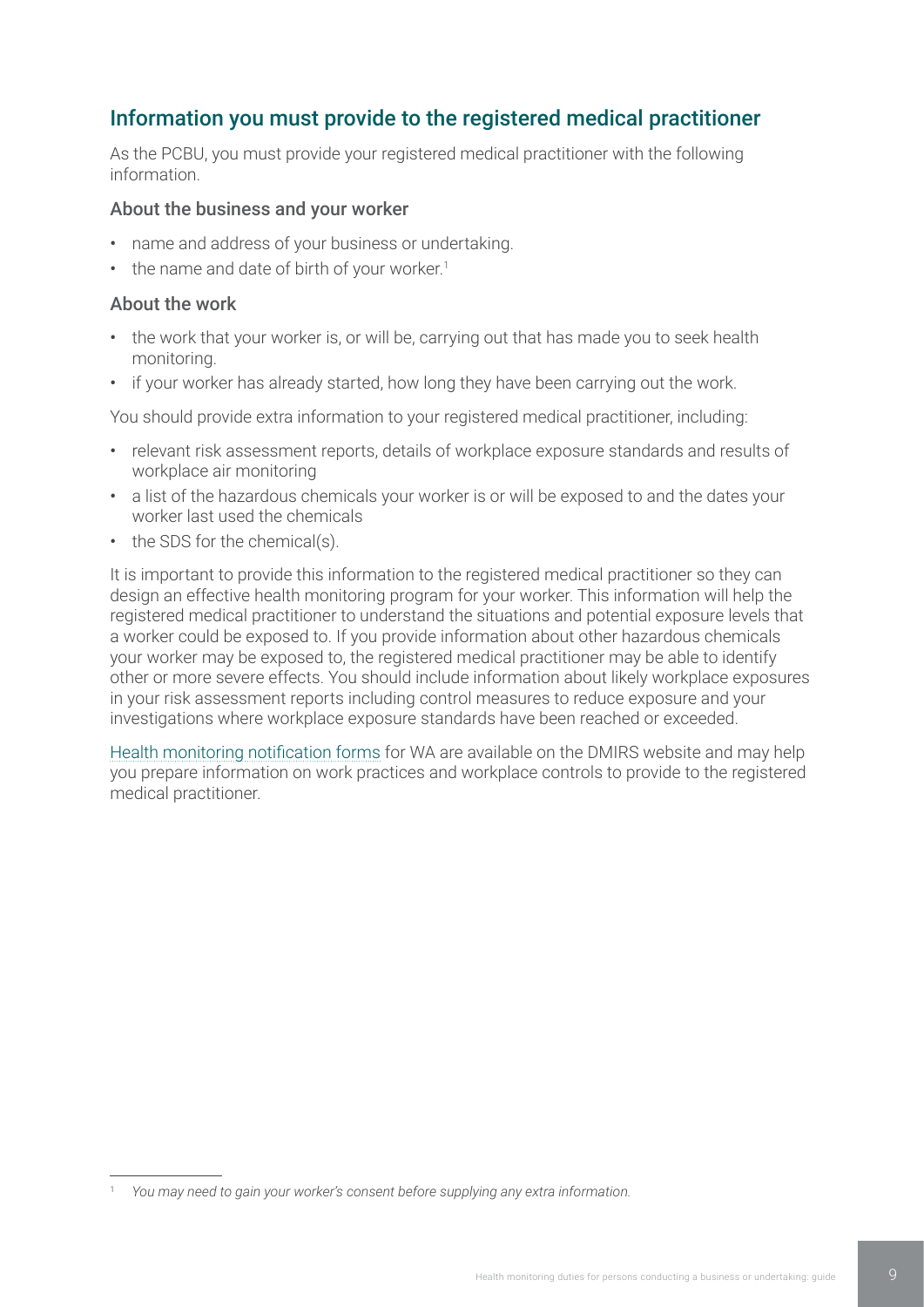## Information you must provide to the registered medical practitioner

As the PCBU, you must provide your registered medical practitioner with the following information.

### About the business and your worker

- name and address of your business or undertaking.
- the name and date of birth of your worker.[1]

### About the work

- the work that your worker is, or will be, carrying out that has made you to seek health monitoring.
- if your worker has already started, how long they have been carrying out the work.

You should provide extra information to your registered medical practitioner, including:

- relevant risk assessment reports, details of workplace exposure standards and results of workplace air monitoring
- a list of the hazardous chemicals your worker is or will be exposed to and the dates your worker last used the chemicals
- the SDS for the chemical(s).

It is important to provide this information to the registered medical practitioner so they can design an effective health monitoring program for your worker. This information will help the registered medical practitioner to understand the situations and potential exposure levels that a worker could be exposed to. If you provide information about other hazardous chemicals your worker may be exposed to, the registered medical practitioner may be able to identify other or more severe effects. You should include information about likely workplace exposures in your risk assessment reports including control measures to reduce exposure and your investigations where workplace exposure standards have been reached or exceeded.

Health monitoring notification forms for WA are available on the DMIRS website and may help you prepare information on work practices and workplace controls to provide to the registered medical practitioner.

---

[1] *You may need to gain your worker's consent before supplying any extra information.*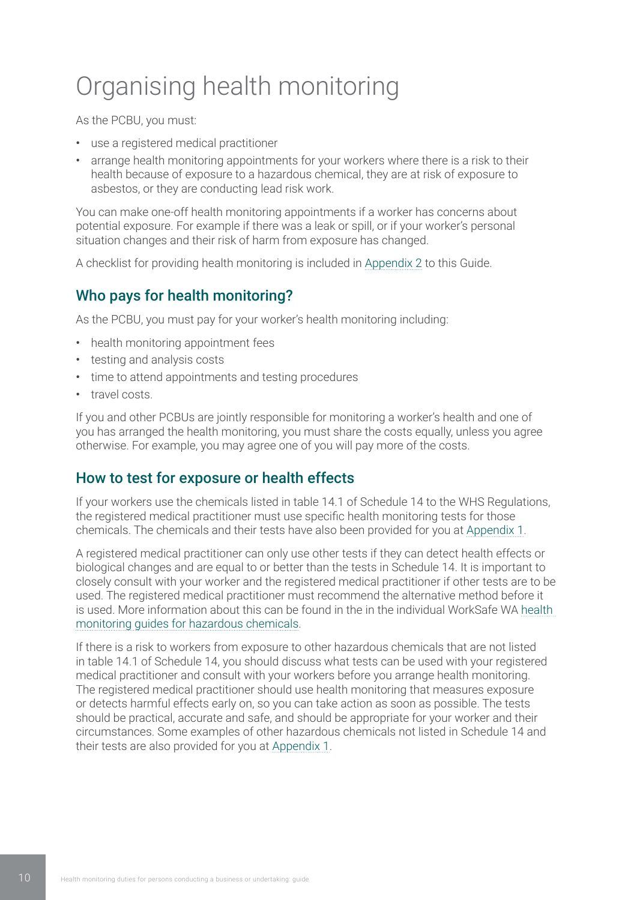# Organising health monitoring

As the PCBU, you must:

- use a registered medical practitioner
- arrange health monitoring appointments for your workers where there is a risk to their health because of exposure to a hazardous chemical, they are at risk of exposure to asbestos, or they are conducting lead risk work.

You can make one-off health monitoring appointments if a worker has concerns about potential exposure. For example if there was a leak or spill, or if your worker's personal situation changes and their risk of harm from exposure has changed.

A checklist for providing health monitoring is included in Appendix 2 to this Guide.

## Who pays for health monitoring?

As the PCBU, you must pay for your worker's health monitoring including:

- health monitoring appointment fees
- testing and analysis costs
- time to attend appointments and testing procedures
- travel costs.

If you and other PCBUs are jointly responsible for monitoring a worker's health and one of you has arranged the health monitoring, you must share the costs equally, unless you agree otherwise. For example, you may agree one of you will pay more of the costs.

## How to test for exposure or health effects

If your workers use the chemicals listed in table 14.1 of Schedule 14 to the WHS Regulations, the registered medical practitioner must use specific health monitoring tests for those chemicals. The chemicals and their tests have also been provided for you at Appendix 1.

A registered medical practitioner can only use other tests if they can detect health effects or biological changes and are equal to or better than the tests in Schedule 14. It is important to closely consult with your worker and the registered medical practitioner if other tests are to be used. The registered medical practitioner must recommend the alternative method before it is used. More information about this can be found in the in the individual WorkSafe WA health monitoring guides for hazardous chemicals.

If there is a risk to workers from exposure to other hazardous chemicals that are not listed in table 14.1 of Schedule 14, you should discuss what tests can be used with your registered medical practitioner and consult with your workers before you arrange health monitoring. The registered medical practitioner should use health monitoring that measures exposure or detects harmful effects early on, so you can take action as soon as possible. The tests should be practical, accurate and safe, and should be appropriate for your worker and their circumstances. Some examples of other hazardous chemicals not listed in Schedule 14 and their tests are also provided for you at Appendix 1.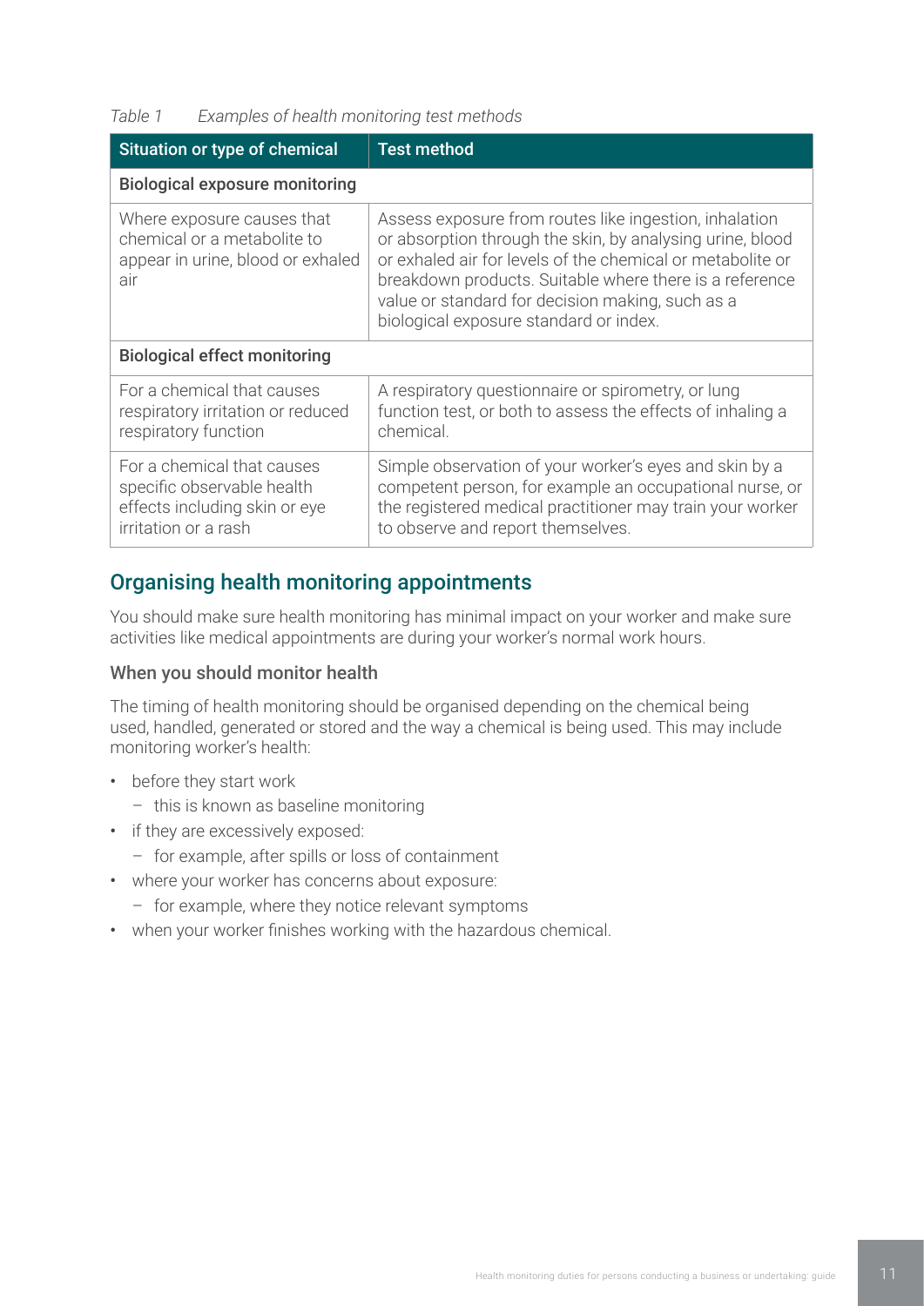*Table 1 Examples of health monitoring test methods*

| Situation or type of chemical | Test method |
|---|---|
| **Biological exposure monitoring** | |
| Where exposure causes that chemical or a metabolite to appear in urine, blood or exhaled air | Assess exposure from routes like ingestion, inhalation or absorption through the skin, by analysing urine, blood or exhaled air for levels of the chemical or metabolite or breakdown products. Suitable where there is a reference value or standard for decision making, such as a biological exposure standard or index. |
| **Biological effect monitoring** | |
| For a chemical that causes respiratory irritation or reduced respiratory function | A respiratory questionnaire or spirometry, or lung function test, or both to assess the effects of inhaling a chemical. |
| For a chemical that causes specific observable health effects including skin or eye irritation or a rash | Simple observation of your worker's eyes and skin by a competent person, for example an occupational nurse, or the registered medical practitioner may train your worker to observe and report themselves. |

## Organising health monitoring appointments

You should make sure health monitoring has minimal impact on your worker and make sure activities like medical appointments are during your worker's normal work hours.

### When you should monitor health

The timing of health monitoring should be organised depending on the chemical being used, handled, generated or stored and the way a chemical is being used. This may include monitoring worker's health:

- before they start work
  - this is known as baseline monitoring
- if they are excessively exposed:
  - for example, after spills or loss of containment
- where your worker has concerns about exposure:
  - for example, where they notice relevant symptoms
- when your worker finishes working with the hazardous chemical.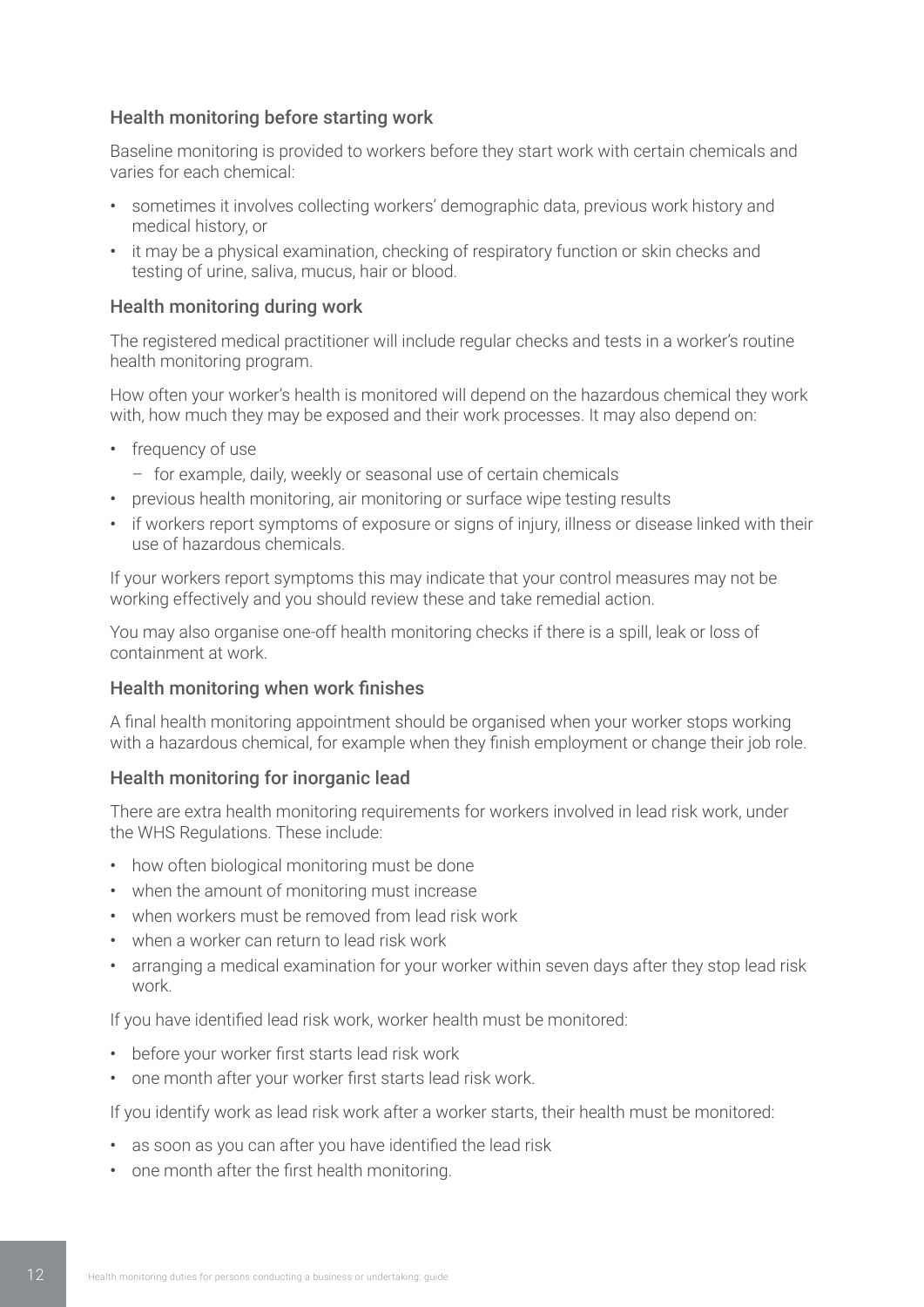### Health monitoring before starting work

Baseline monitoring is provided to workers before they start work with certain chemicals and varies for each chemical:

- sometimes it involves collecting workers' demographic data, previous work history and medical history, or
- it may be a physical examination, checking of respiratory function or skin checks and testing of urine, saliva, mucus, hair or blood.

### Health monitoring during work

The registered medical practitioner will include regular checks and tests in a worker's routine health monitoring program.

How often your worker's health is monitored will depend on the hazardous chemical they work with, how much they may be exposed and their work processes. It may also depend on:

- frequency of use
  - for example, daily, weekly or seasonal use of certain chemicals
- previous health monitoring, air monitoring or surface wipe testing results
- if workers report symptoms of exposure or signs of injury, illness or disease linked with their use of hazardous chemicals.

If your workers report symptoms this may indicate that your control measures may not be working effectively and you should review these and take remedial action.

You may also organise one-off health monitoring checks if there is a spill, leak or loss of containment at work.

### Health monitoring when work finishes

A final health monitoring appointment should be organised when your worker stops working with a hazardous chemical, for example when they finish employment or change their job role.

### Health monitoring for inorganic lead

There are extra health monitoring requirements for workers involved in lead risk work, under the WHS Regulations. These include:

- how often biological monitoring must be done
- when the amount of monitoring must increase
- when workers must be removed from lead risk work
- when a worker can return to lead risk work
- arranging a medical examination for your worker within seven days after they stop lead risk work.

If you have identified lead risk work, worker health must be monitored:

- before your worker first starts lead risk work
- one month after your worker first starts lead risk work.

If you identify work as lead risk work after a worker starts, their health must be monitored:

- as soon as you can after you have identified the lead risk
- one month after the first health monitoring.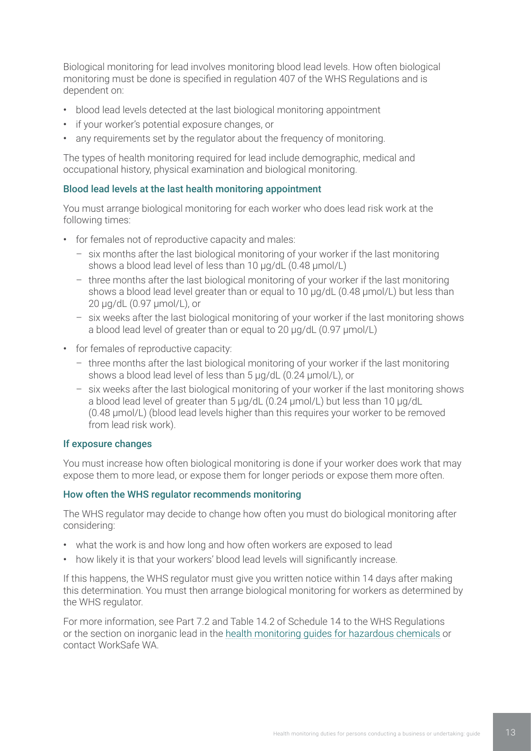Biological monitoring for lead involves monitoring blood lead levels. How often biological monitoring must be done is specified in regulation 407 of the WHS Regulations and is dependent on:

- blood lead levels detected at the last biological monitoring appointment
- if your worker's potential exposure changes, or
- any requirements set by the regulator about the frequency of monitoring.

The types of health monitoring required for lead include demographic, medical and occupational history, physical examination and biological monitoring.

### Blood lead levels at the last health monitoring appointment

You must arrange biological monitoring for each worker who does lead risk work at the following times:

- for females not of reproductive capacity and males:
  - six months after the last biological monitoring of your worker if the last monitoring shows a blood lead level of less than 10 μg/dL (0.48 μmol/L)
  - three months after the last biological monitoring of your worker if the last monitoring shows a blood lead level greater than or equal to 10 μg/dL (0.48 μmol/L) but less than 20 μg/dL (0.97 μmol/L), or
  - six weeks after the last biological monitoring of your worker if the last monitoring shows a blood lead level of greater than or equal to 20 μg/dL (0.97 μmol/L)
- for females of reproductive capacity:
  - three months after the last biological monitoring of your worker if the last monitoring shows a blood lead level of less than 5 μg/dL (0.24 μmol/L), or
  - six weeks after the last biological monitoring of your worker if the last monitoring shows a blood lead level of greater than 5 μg/dL (0.24 μmol/L) but less than 10 μg/dL (0.48 μmol/L) (blood lead levels higher than this requires your worker to be removed from lead risk work).

### If exposure changes

You must increase how often biological monitoring is done if your worker does work that may expose them to more lead, or expose them for longer periods or expose them more often.

### How often the WHS regulator recommends monitoring

The WHS regulator may decide to change how often you must do biological monitoring after considering:

- what the work is and how long and how often workers are exposed to lead
- how likely it is that your workers' blood lead levels will significantly increase.

If this happens, the WHS regulator must give you written notice within 14 days after making this determination. You must then arrange biological monitoring for workers as determined by the WHS regulator.

For more information, see Part 7.2 and Table 14.2 of Schedule 14 to the WHS Regulations or the section on inorganic lead in the health monitoring guides for hazardous chemicals or contact WorkSafe WA.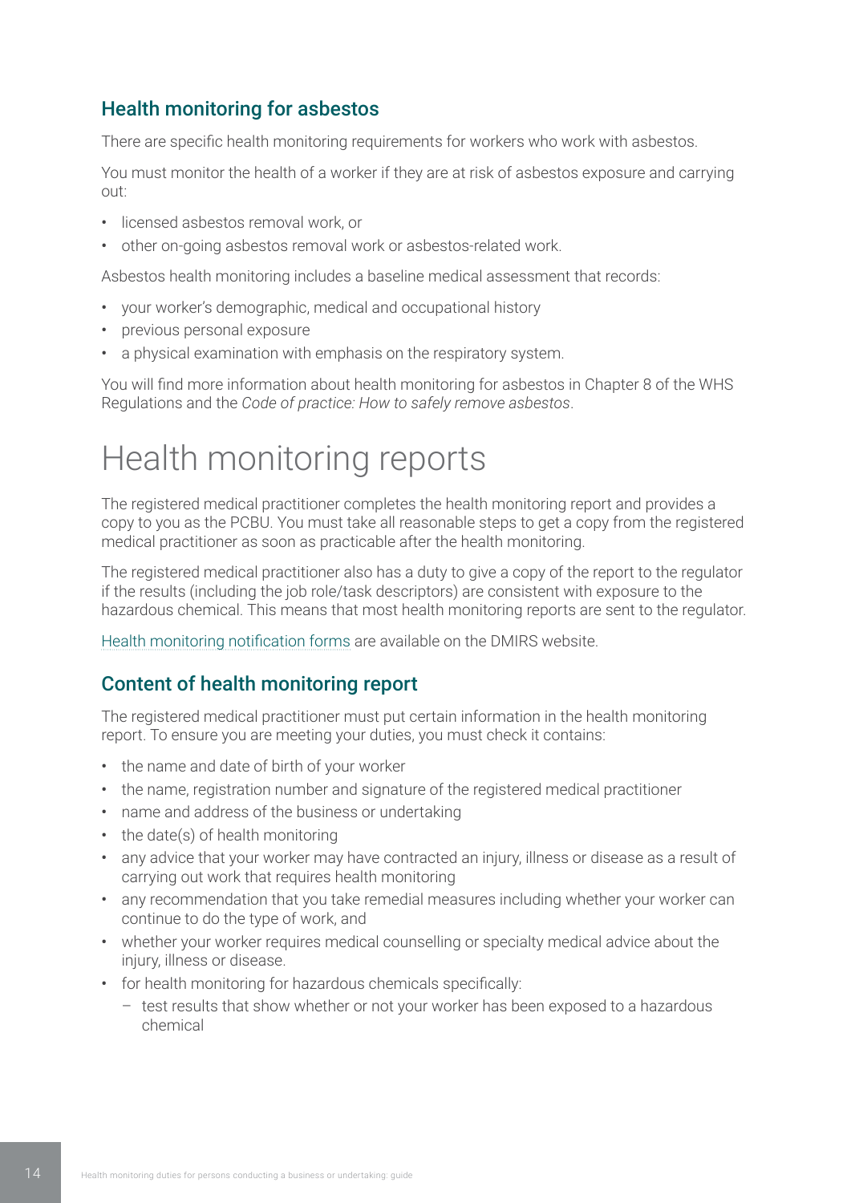## Health monitoring for asbestos

There are specific health monitoring requirements for workers who work with asbestos.

You must monitor the health of a worker if they are at risk of asbestos exposure and carrying out:

- licensed asbestos removal work, or
- other on-going asbestos removal work or asbestos-related work.

Asbestos health monitoring includes a baseline medical assessment that records:

- your worker's demographic, medical and occupational history
- previous personal exposure
- a physical examination with emphasis on the respiratory system.

You will find more information about health monitoring for asbestos in Chapter 8 of the WHS Regulations and the *Code of practice: How to safely remove asbestos*.

# Health monitoring reports

The registered medical practitioner completes the health monitoring report and provides a copy to you as the PCBU. You must take all reasonable steps to get a copy from the registered medical practitioner as soon as practicable after the health monitoring.

The registered medical practitioner also has a duty to give a copy of the report to the regulator if the results (including the job role/task descriptors) are consistent with exposure to the hazardous chemical. This means that most health monitoring reports are sent to the regulator.

Health monitoring notification forms are available on the DMIRS website.

## Content of health monitoring report

The registered medical practitioner must put certain information in the health monitoring report. To ensure you are meeting your duties, you must check it contains:

- the name and date of birth of your worker
- the name, registration number and signature of the registered medical practitioner
- name and address of the business or undertaking
- the date(s) of health monitoring
- any advice that your worker may have contracted an injury, illness or disease as a result of carrying out work that requires health monitoring
- any recommendation that you take remedial measures including whether your worker can continue to do the type of work, and
- whether your worker requires medical counselling or specialty medical advice about the injury, illness or disease.
- for health monitoring for hazardous chemicals specifically:
  - test results that show whether or not your worker has been exposed to a hazardous chemical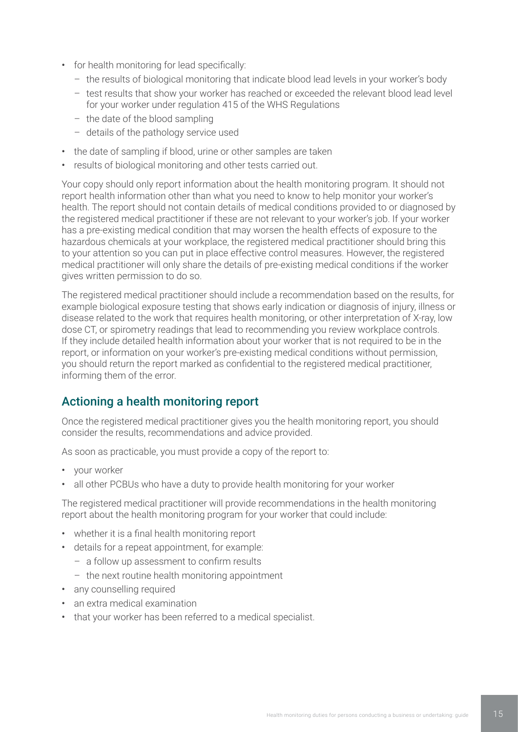- for health monitoring for lead specifically:
  - the results of biological monitoring that indicate blood lead levels in your worker's body
  - test results that show your worker has reached or exceeded the relevant blood lead level for your worker under regulation 415 of the WHS Regulations
  - the date of the blood sampling
  - details of the pathology service used
- the date of sampling if blood, urine or other samples are taken
- results of biological monitoring and other tests carried out.

Your copy should only report information about the health monitoring program. It should not report health information other than what you need to know to help monitor your worker's health. The report should not contain details of medical conditions provided to or diagnosed by the registered medical practitioner if these are not relevant to your worker's job. If your worker has a pre-existing medical condition that may worsen the health effects of exposure to the hazardous chemicals at your workplace, the registered medical practitioner should bring this to your attention so you can put in place effective control measures. However, the registered medical practitioner will only share the details of pre-existing medical conditions if the worker gives written permission to do so.

The registered medical practitioner should include a recommendation based on the results, for example biological exposure testing that shows early indication or diagnosis of injury, illness or disease related to the work that requires health monitoring, or other interpretation of X-ray, low dose CT, or spirometry readings that lead to recommending you review workplace controls. If they include detailed health information about your worker that is not required to be in the report, or information on your worker's pre-existing medical conditions without permission, you should return the report marked as confidential to the registered medical practitioner, informing them of the error.

## Actioning a health monitoring report

Once the registered medical practitioner gives you the health monitoring report, you should consider the results, recommendations and advice provided.

As soon as practicable, you must provide a copy of the report to:

- your worker
- all other PCBUs who have a duty to provide health monitoring for your worker

The registered medical practitioner will provide recommendations in the health monitoring report about the health monitoring program for your worker that could include:

- whether it is a final health monitoring report
- details for a repeat appointment, for example:
  - a follow up assessment to confirm results
  - the next routine health monitoring appointment
- any counselling required
- an extra medical examination
- that your worker has been referred to a medical specialist.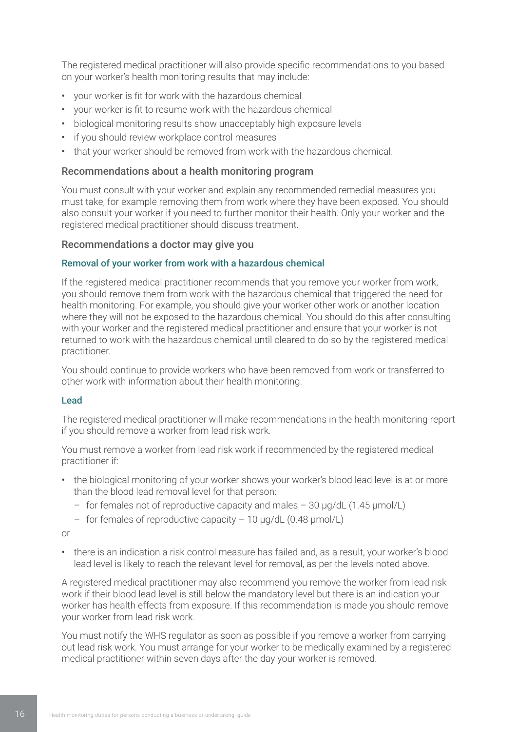The registered medical practitioner will also provide specific recommendations to you based on your worker's health monitoring results that may include:

- your worker is fit for work with the hazardous chemical
- your worker is fit to resume work with the hazardous chemical
- biological monitoring results show unacceptably high exposure levels
- if you should review workplace control measures
- that your worker should be removed from work with the hazardous chemical.

## Recommendations about a health monitoring program

You must consult with your worker and explain any recommended remedial measures you must take, for example removing them from work where they have been exposed. You should also consult your worker if you need to further monitor their health. Only your worker and the registered medical practitioner should discuss treatment.

## Recommendations a doctor may give you

### Removal of your worker from work with a hazardous chemical

If the registered medical practitioner recommends that you remove your worker from work, you should remove them from work with the hazardous chemical that triggered the need for health monitoring. For example, you should give your worker other work or another location where they will not be exposed to the hazardous chemical. You should do this after consulting with your worker and the registered medical practitioner and ensure that your worker is not returned to work with the hazardous chemical until cleared to do so by the registered medical practitioner.

You should continue to provide workers who have been removed from work or transferred to other work with information about their health monitoring.

### Lead

The registered medical practitioner will make recommendations in the health monitoring report if you should remove a worker from lead risk work.

You must remove a worker from lead risk work if recommended by the registered medical practitioner if:

- the biological monitoring of your worker shows your worker's blood lead level is at or more than the blood lead removal level for that person:
  - for females not of reproductive capacity and males – 30 μg/dL (1.45 μmol/L)
  - for females of reproductive capacity – 10 μg/dL (0.48 μmol/L)

or

- there is an indication a risk control measure has failed and, as a result, your worker's blood lead level is likely to reach the relevant level for removal, as per the levels noted above.

A registered medical practitioner may also recommend you remove the worker from lead risk work if their blood lead level is still below the mandatory level but there is an indication your worker has health effects from exposure. If this recommendation is made you should remove your worker from lead risk work.

You must notify the WHS regulator as soon as possible if you remove a worker from carrying out lead risk work. You must arrange for your worker to be medically examined by a registered medical practitioner within seven days after the day your worker is removed.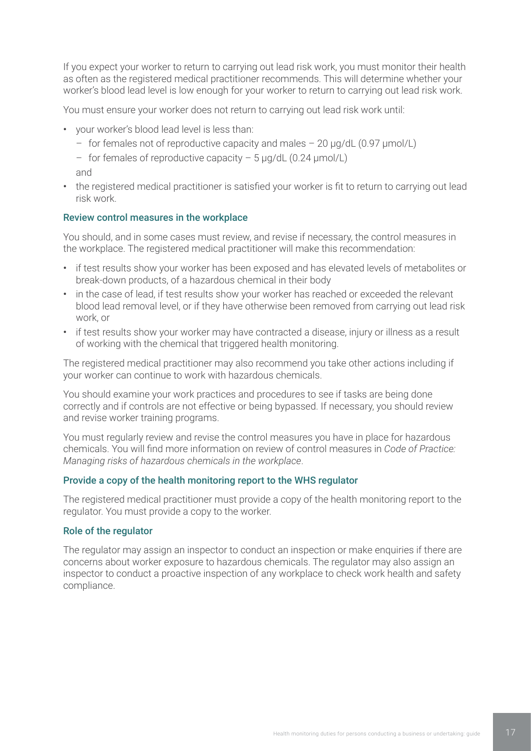If you expect your worker to return to carrying out lead risk work, you must monitor their health as often as the registered medical practitioner recommends. This will determine whether your worker's blood lead level is low enough for your worker to return to carrying out lead risk work.

You must ensure your worker does not return to carrying out lead risk work until:

- your worker's blood lead level is less than:
  - for females not of reproductive capacity and males – 20 µg/dL (0.97 µmol/L)
  - for females of reproductive capacity – 5 µg/dL (0.24 µmol/L)

  and
- the registered medical practitioner is satisfied your worker is fit to return to carrying out lead risk work.

### Review control measures in the workplace

You should, and in some cases must review, and revise if necessary, the control measures in the workplace. The registered medical practitioner will make this recommendation:

- if test results show your worker has been exposed and has elevated levels of metabolites or break-down products, of a hazardous chemical in their body
- in the case of lead, if test results show your worker has reached or exceeded the relevant blood lead removal level, or if they have otherwise been removed from carrying out lead risk work, or
- if test results show your worker may have contracted a disease, injury or illness as a result of working with the chemical that triggered health monitoring.

The registered medical practitioner may also recommend you take other actions including if your worker can continue to work with hazardous chemicals.

You should examine your work practices and procedures to see if tasks are being done correctly and if controls are not effective or being bypassed. If necessary, you should review and revise worker training programs.

You must regularly review and revise the control measures you have in place for hazardous chemicals. You will find more information on review of control measures in *Code of Practice: Managing risks of hazardous chemicals in the workplace*.

### Provide a copy of the health monitoring report to the WHS regulator

The registered medical practitioner must provide a copy of the health monitoring report to the regulator. You must provide a copy to the worker.

### Role of the regulator

The regulator may assign an inspector to conduct an inspection or make enquiries if there are concerns about worker exposure to hazardous chemicals. The regulator may also assign an inspector to conduct a proactive inspection of any workplace to check work health and safety compliance.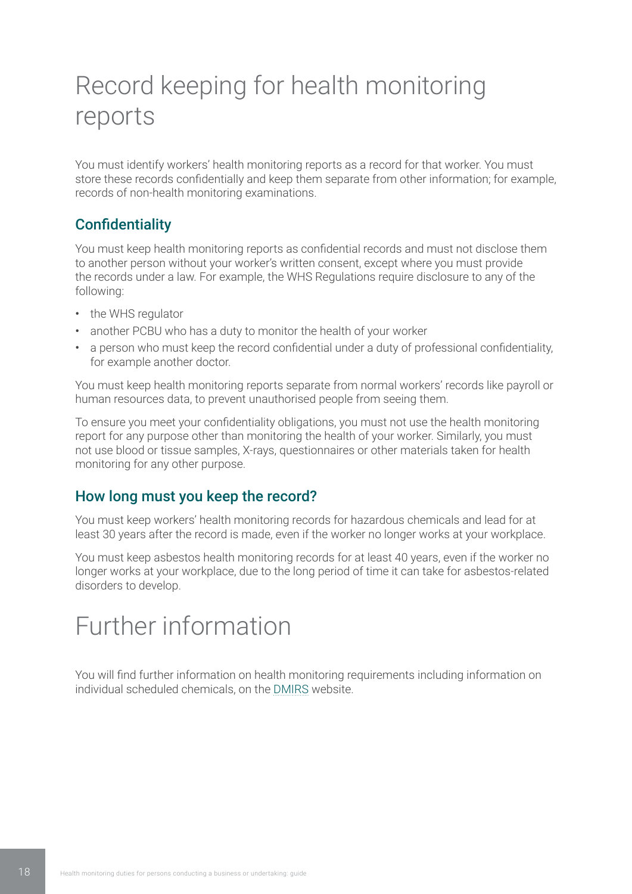# Record keeping for health monitoring reports

You must identify workers' health monitoring reports as a record for that worker. You must store these records confidentially and keep them separate from other information; for example, records of non-health monitoring examinations.

## Confidentiality

You must keep health monitoring reports as confidential records and must not disclose them to another person without your worker's written consent, except where you must provide the records under a law. For example, the WHS Regulations require disclosure to any of the following:

- the WHS regulator
- another PCBU who has a duty to monitor the health of your worker
- a person who must keep the record confidential under a duty of professional confidentiality, for example another doctor.

You must keep health monitoring reports separate from normal workers' records like payroll or human resources data, to prevent unauthorised people from seeing them.

To ensure you meet your confidentiality obligations, you must not use the health monitoring report for any purpose other than monitoring the health of your worker. Similarly, you must not use blood or tissue samples, X-rays, questionnaires or other materials taken for health monitoring for any other purpose.

## How long must you keep the record?

You must keep workers' health monitoring records for hazardous chemicals and lead for at least 30 years after the record is made, even if the worker no longer works at your workplace.

You must keep asbestos health monitoring records for at least 40 years, even if the worker no longer works at your workplace, due to the long period of time it can take for asbestos-related disorders to develop.

# Further information

You will find further information on health monitoring requirements including information on individual scheduled chemicals, on the DMIRS website.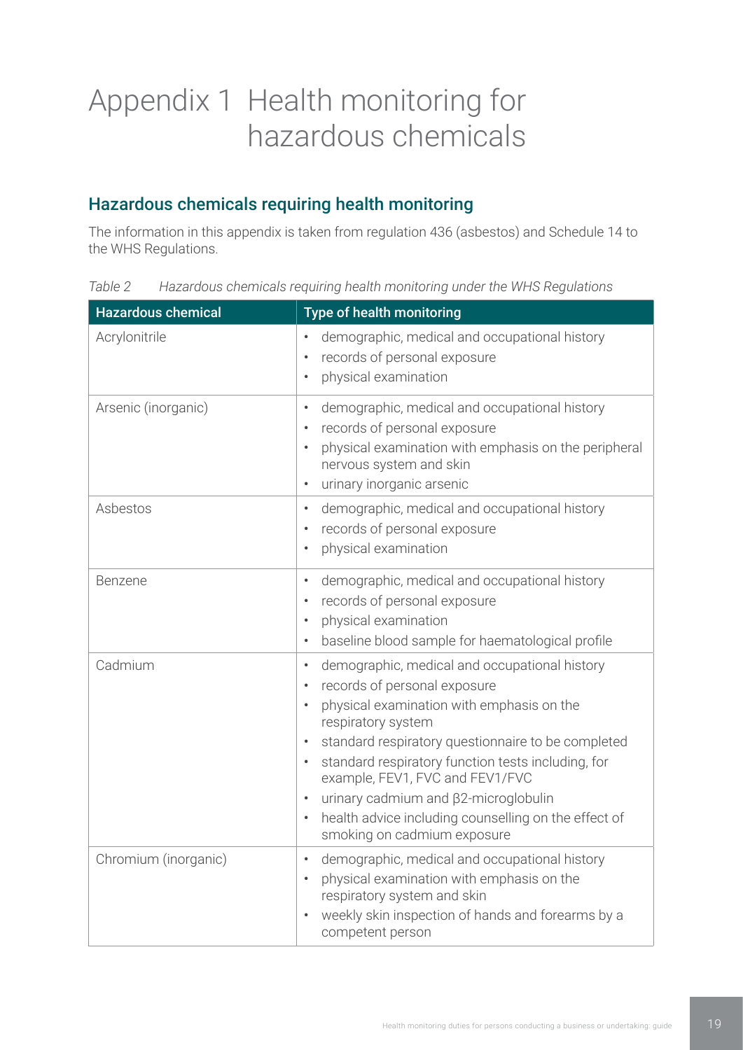# Appendix 1 Health monitoring for hazardous chemicals

## Hazardous chemicals requiring health monitoring

The information in this appendix is taken from regulation 436 (asbestos) and Schedule 14 to the WHS Regulations.

*Table 2 Hazardous chemicals requiring health monitoring under the WHS Regulations*

| Hazardous chemical | Type of health monitoring |
|---|---|
| Acrylonitrile | • demographic, medical and occupational history<br>• records of personal exposure<br>• physical examination |
| Arsenic (inorganic) | • demographic, medical and occupational history<br>• records of personal exposure<br>• physical examination with emphasis on the peripheral nervous system and skin<br>• urinary inorganic arsenic |
| Asbestos | • demographic, medical and occupational history<br>• records of personal exposure<br>• physical examination |
| Benzene | • demographic, medical and occupational history<br>• records of personal exposure<br>• physical examination<br>• baseline blood sample for haematological profile |
| Cadmium | • demographic, medical and occupational history<br>• records of personal exposure<br>• physical examination with emphasis on the respiratory system<br>• standard respiratory questionnaire to be completed<br>• standard respiratory function tests including, for example, FEV1, FVC and FEV1/FVC<br>• urinary cadmium and β2-microglobulin<br>• health advice including counselling on the effect of smoking on cadmium exposure |
| Chromium (inorganic) | • demographic, medical and occupational history<br>• physical examination with emphasis on the respiratory system and skin<br>• weekly skin inspection of hands and forearms by a competent person |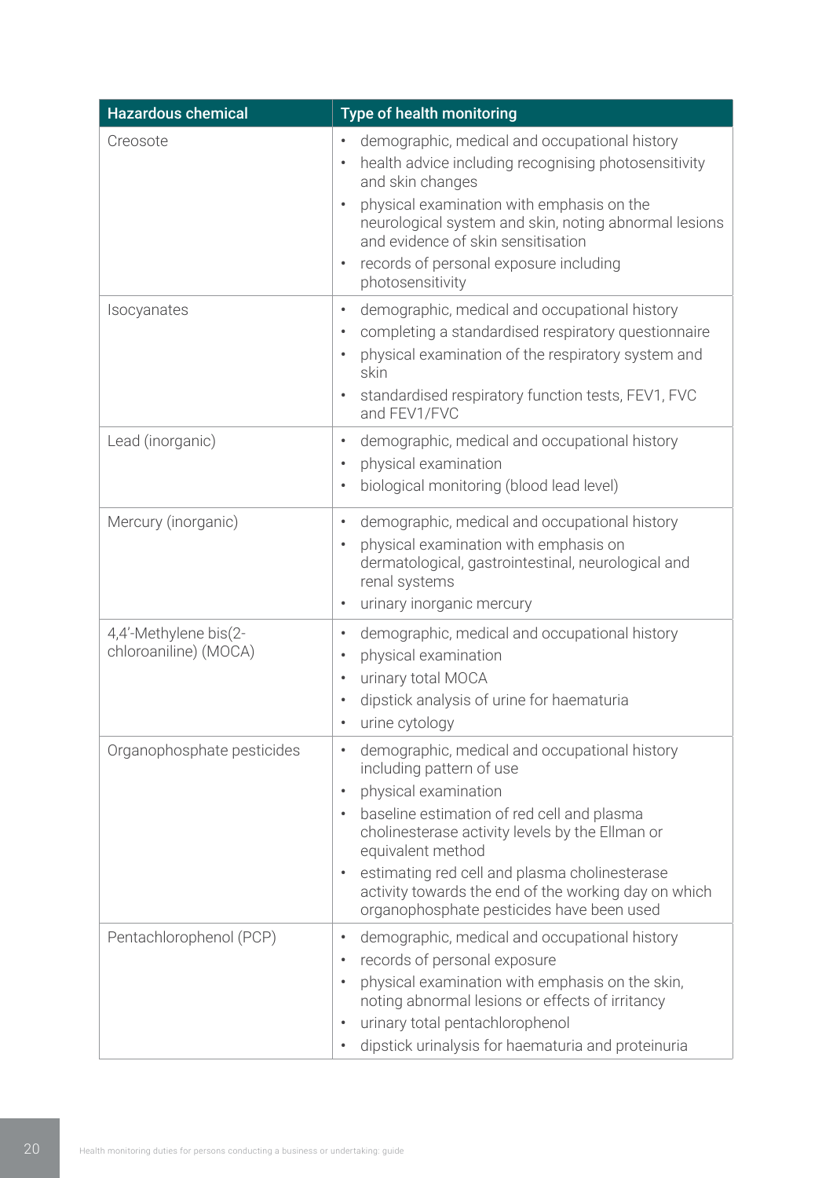| Hazardous chemical | Type of health monitoring |
|---|---|
| Creosote | • demographic, medical and occupational history<br>• health advice including recognising photosensitivity and skin changes<br>• physical examination with emphasis on the neurological system and skin, noting abnormal lesions and evidence of skin sensitisation<br>• records of personal exposure including photosensitivity |
| Isocyanates | • demographic, medical and occupational history<br>• completing a standardised respiratory questionnaire<br>• physical examination of the respiratory system and skin<br>• standardised respiratory function tests, FEV1, FVC and FEV1/FVC |
| Lead (inorganic) | • demographic, medical and occupational history<br>• physical examination<br>• biological monitoring (blood lead level) |
| Mercury (inorganic) | • demographic, medical and occupational history<br>• physical examination with emphasis on dermatological, gastrointestinal, neurological and renal systems<br>• urinary inorganic mercury |
| 4,4'-Methylene bis(2-chloroaniline) (MOCA) | • demographic, medical and occupational history<br>• physical examination<br>• urinary total MOCA<br>• dipstick analysis of urine for haematuria<br>• urine cytology |
| Organophosphate pesticides | • demographic, medical and occupational history including pattern of use<br>• physical examination<br>• baseline estimation of red cell and plasma cholinesterase activity levels by the Ellman or equivalent method<br>• estimating red cell and plasma cholinesterase activity towards the end of the working day on which organophosphate pesticides have been used |
| Pentachlorophenol (PCP) | • demographic, medical and occupational history<br>• records of personal exposure<br>• physical examination with emphasis on the skin, noting abnormal lesions or effects of irritancy<br>• urinary total pentachlorophenol<br>• dipstick urinalysis for haematuria and proteinuria |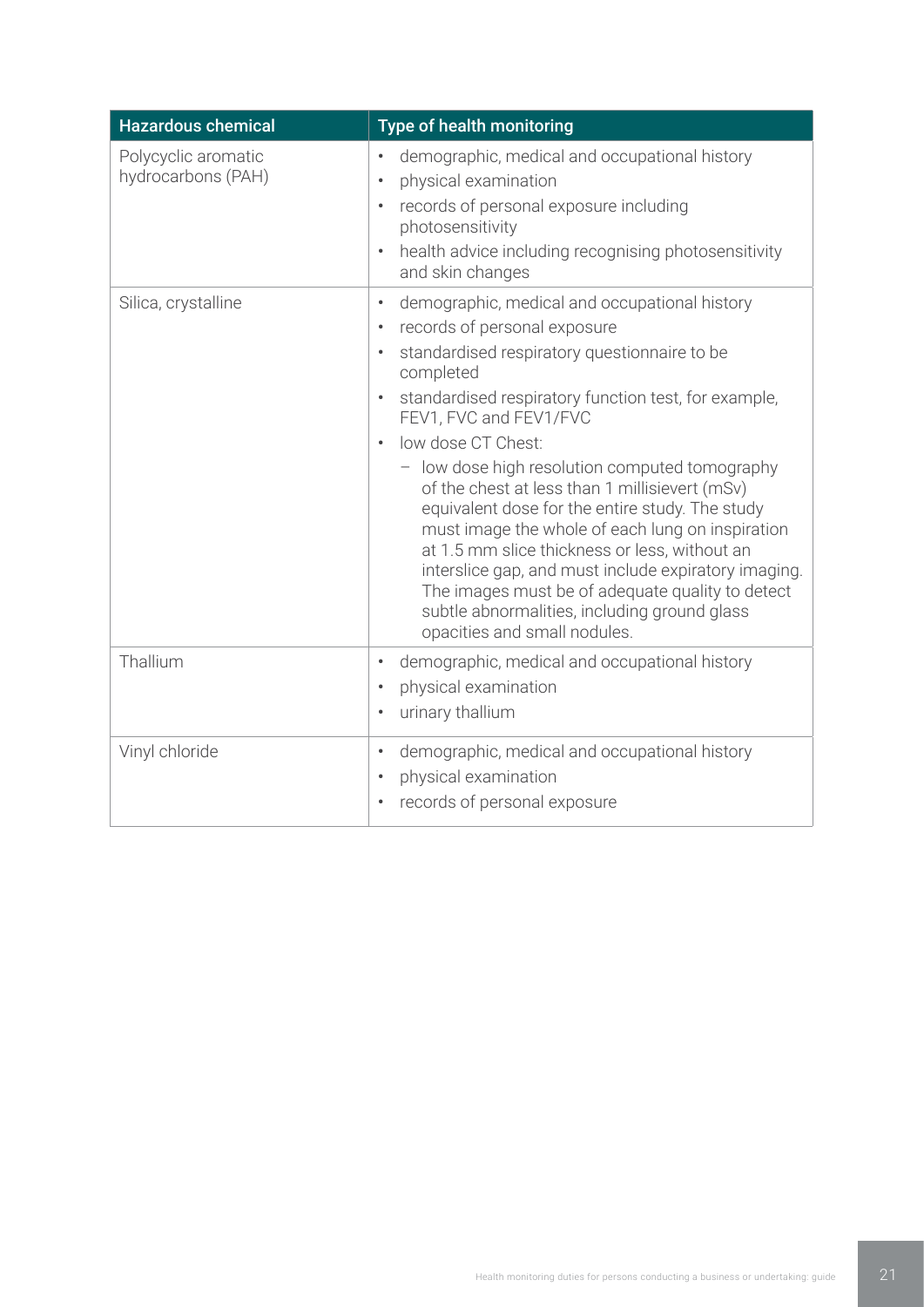| Hazardous chemical | Type of health monitoring |
|---|---|
| Polycyclic aromatic hydrocarbons (PAH) | • demographic, medical and occupational history<br>• physical examination<br>• records of personal exposure including photosensitivity<br>• health advice including recognising photosensitivity and skin changes |
| Silica, crystalline | • demographic, medical and occupational history<br>• records of personal exposure<br>• standardised respiratory questionnaire to be completed<br>• standardised respiratory function test, for example, FEV1, FVC and FEV1/FVC<br>• low dose CT Chest:<br>– low dose high resolution computed tomography of the chest at less than 1 millisievert (mSv) equivalent dose for the entire study. The study must image the whole of each lung on inspiration at 1.5 mm slice thickness or less, without an interslice gap, and must include expiratory imaging. The images must be of adequate quality to detect subtle abnormalities, including ground glass opacities and small nodules. |
| Thallium | • demographic, medical and occupational history<br>• physical examination<br>• urinary thallium |
| Vinyl chloride | • demographic, medical and occupational history<br>• physical examination<br>• records of personal exposure |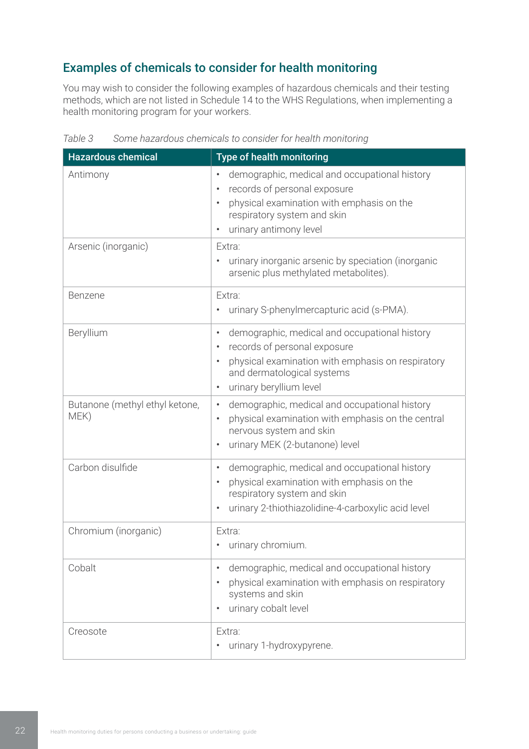## Examples of chemicals to consider for health monitoring

You may wish to consider the following examples of hazardous chemicals and their testing methods, which are not listed in Schedule 14 to the WHS Regulations, when implementing a health monitoring program for your workers.

*Table 3 Some hazardous chemicals to consider for health monitoring*

| Hazardous chemical | Type of health monitoring |
|---|---|
| Antimony | • demographic, medical and occupational history<br>• records of personal exposure<br>• physical examination with emphasis on the respiratory system and skin<br>• urinary antimony level |
| Arsenic (inorganic) | Extra:<br>• urinary inorganic arsenic by speciation (inorganic arsenic plus methylated metabolites). |
| Benzene | Extra:<br>• urinary S-phenylmercapturic acid (s-PMA). |
| Beryllium | • demographic, medical and occupational history<br>• records of personal exposure<br>• physical examination with emphasis on respiratory and dermatological systems<br>• urinary beryllium level |
| Butanone (methyl ethyl ketone, MEK) | • demographic, medical and occupational history<br>• physical examination with emphasis on the central nervous system and skin<br>• urinary MEK (2-butanone) level |
| Carbon disulfide | • demographic, medical and occupational history<br>• physical examination with emphasis on the respiratory system and skin<br>• urinary 2-thiothiazolidine-4-carboxylic acid level |
| Chromium (inorganic) | Extra:<br>• urinary chromium. |
| Cobalt | • demographic, medical and occupational history<br>• physical examination with emphasis on respiratory systems and skin<br>• urinary cobalt level |
| Creosote | Extra:<br>• urinary 1-hydroxypyrene. |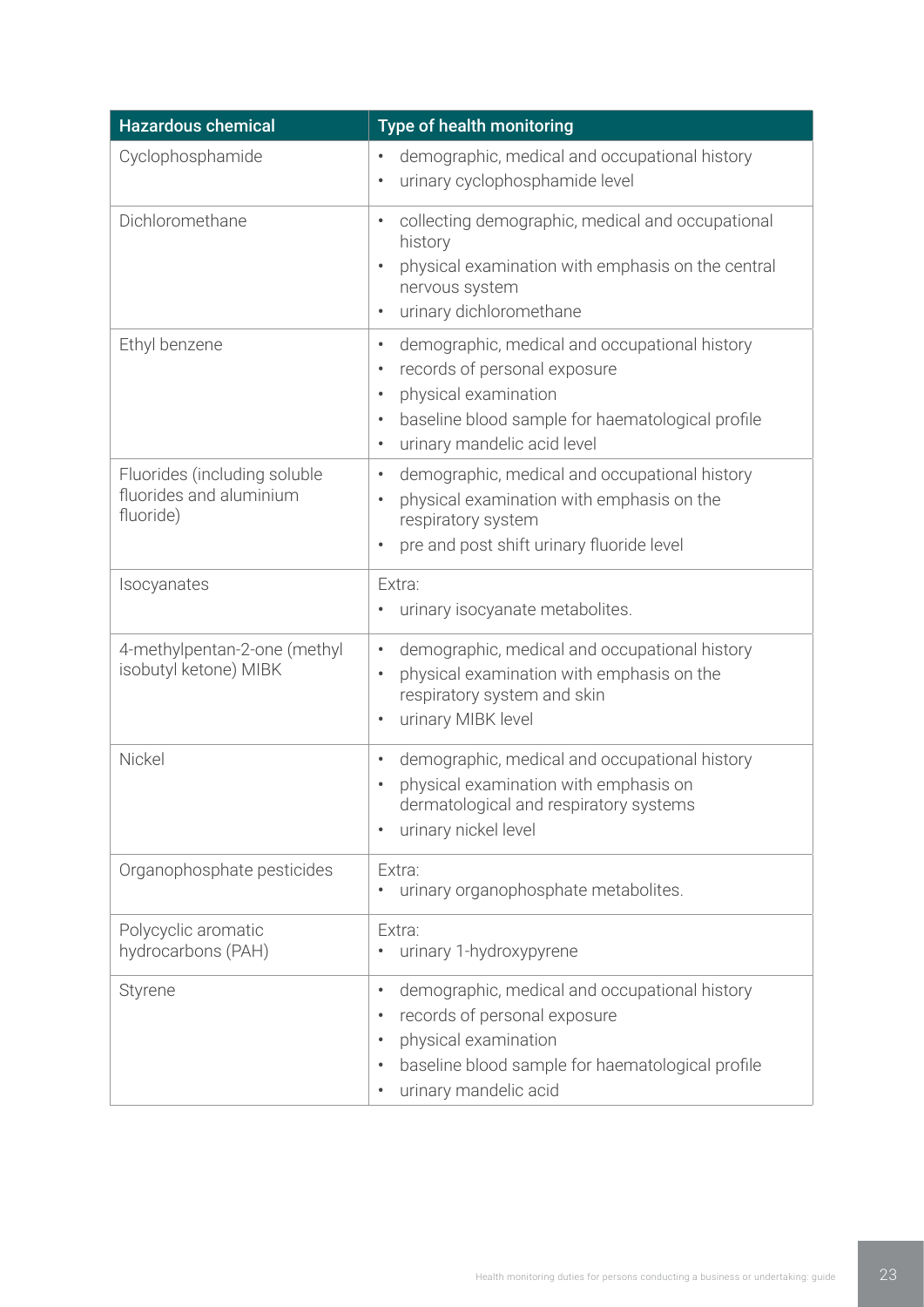| Hazardous chemical | Type of health monitoring |
|---|---|
| Cyclophosphamide | • demographic, medical and occupational history<br>• urinary cyclophosphamide level |
| Dichloromethane | • collecting demographic, medical and occupational history<br>• physical examination with emphasis on the central nervous system<br>• urinary dichloromethane |
| Ethyl benzene | • demographic, medical and occupational history<br>• records of personal exposure<br>• physical examination<br>• baseline blood sample for haematological profile<br>• urinary mandelic acid level |
| Fluorides (including soluble fluorides and aluminium fluoride) | • demographic, medical and occupational history<br>• physical examination with emphasis on the respiratory system<br>• pre and post shift urinary fluoride level |
| Isocyanates | Extra:<br>• urinary isocyanate metabolites. |
| 4-methylpentan-2-one (methyl isobutyl ketone) MIBK | • demographic, medical and occupational history<br>• physical examination with emphasis on the respiratory system and skin<br>• urinary MIBK level |
| Nickel | • demographic, medical and occupational history<br>• physical examination with emphasis on dermatological and respiratory systems<br>• urinary nickel level |
| Organophosphate pesticides | Extra:<br>• urinary organophosphate metabolites. |
| Polycyclic aromatic hydrocarbons (PAH) | Extra:<br>• urinary 1-hydroxypyrene |
| Styrene | • demographic, medical and occupational history<br>• records of personal exposure<br>• physical examination<br>• baseline blood sample for haematological profile<br>• urinary mandelic acid |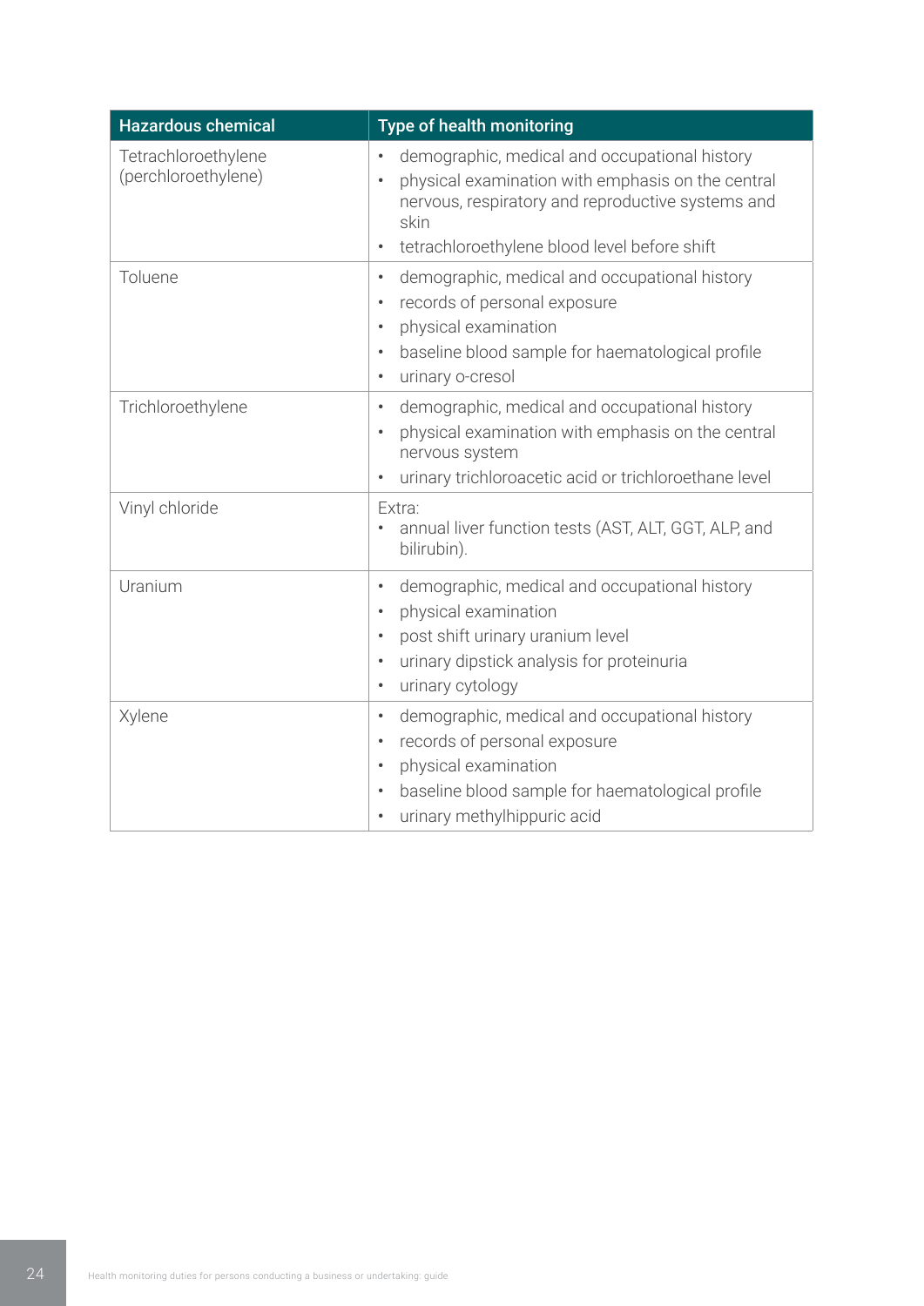| Hazardous chemical | Type of health monitoring |
|---|---|
| Tetrachloroethylene (perchloroethylene) | • demographic, medical and occupational history<br>• physical examination with emphasis on the central nervous, respiratory and reproductive systems and skin<br>• tetrachloroethylene blood level before shift |
| Toluene | • demographic, medical and occupational history<br>• records of personal exposure<br>• physical examination<br>• baseline blood sample for haematological profile<br>• urinary o-cresol |
| Trichloroethylene | • demographic, medical and occupational history<br>• physical examination with emphasis on the central nervous system<br>• urinary trichloroacetic acid or trichloroethane level |
| Vinyl chloride | Extra:<br>• annual liver function tests (AST, ALT, GGT, ALP, and bilirubin). |
| Uranium | • demographic, medical and occupational history<br>• physical examination<br>• post shift urinary uranium level<br>• urinary dipstick analysis for proteinuria<br>• urinary cytology |
| Xylene | • demographic, medical and occupational history<br>• records of personal exposure<br>• physical examination<br>• baseline blood sample for haematological profile<br>• urinary methylhippuric acid |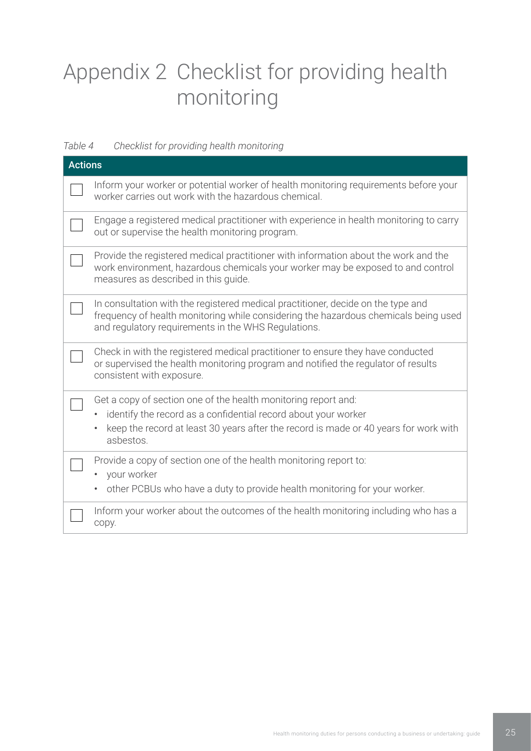# Appendix 2 Checklist for providing health monitoring

*Table 4 Checklist for providing health monitoring*

| | Actions |
|---|---|
| ☐ | Inform your worker or potential worker of health monitoring requirements before your worker carries out work with the hazardous chemical. |
| ☐ | Engage a registered medical practitioner with experience in health monitoring to carry out or supervise the health monitoring program. |
| ☐ | Provide the registered medical practitioner with information about the work and the work environment, hazardous chemicals your worker may be exposed to and control measures as described in this guide. |
| ☐ | In consultation with the registered medical practitioner, decide on the type and frequency of health monitoring while considering the hazardous chemicals being used and regulatory requirements in the WHS Regulations. |
| ☐ | Check in with the registered medical practitioner to ensure they have conducted or supervised the health monitoring program and notified the regulator of results consistent with exposure. |
| ☐ | Get a copy of section one of the health monitoring report and:<br>• identify the record as a confidential record about your worker<br>• keep the record at least 30 years after the record is made or 40 years for work with asbestos. |
| ☐ | Provide a copy of section one of the health monitoring report to:<br>• your worker<br>• other PCBUs who have a duty to provide health monitoring for your worker. |
| ☐ | Inform your worker about the outcomes of the health monitoring including who has a copy. |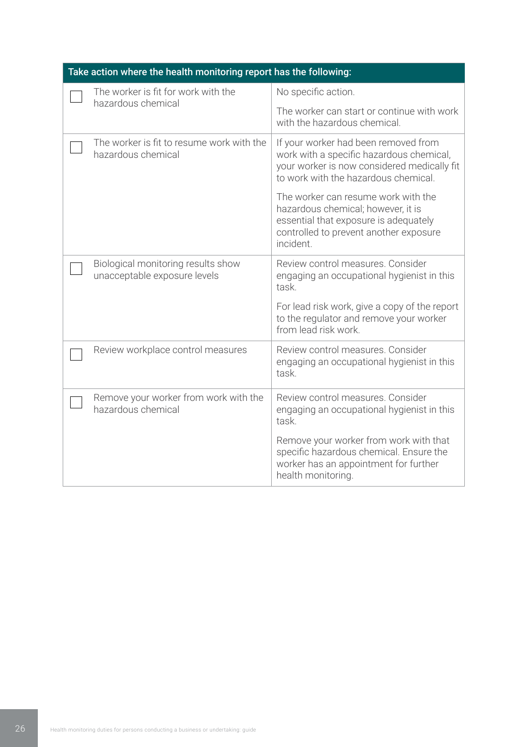| Take action where the health monitoring report has the following: | |
|---|---|
| ☐ The worker is fit for work with the hazardous chemical | No specific action.<br><br>The worker can start or continue with work with the hazardous chemical. |
| ☐ The worker is fit to resume work with the hazardous chemical | If your worker had been removed from work with a specific hazardous chemical, your worker is now considered medically fit to work with the hazardous chemical.<br><br>The worker can resume work with the hazardous chemical; however, it is essential that exposure is adequately controlled to prevent another exposure incident. |
| ☐ Biological monitoring results show unacceptable exposure levels | Review control measures. Consider engaging an occupational hygienist in this task.<br><br>For lead risk work, give a copy of the report to the regulator and remove your worker from lead risk work. |
| ☐ Review workplace control measures | Review control measures. Consider engaging an occupational hygienist in this task. |
| ☐ Remove your worker from work with the hazardous chemical | Review control measures. Consider engaging an occupational hygienist in this task.<br><br>Remove your worker from work with that specific hazardous chemical. Ensure the worker has an appointment for further health monitoring. |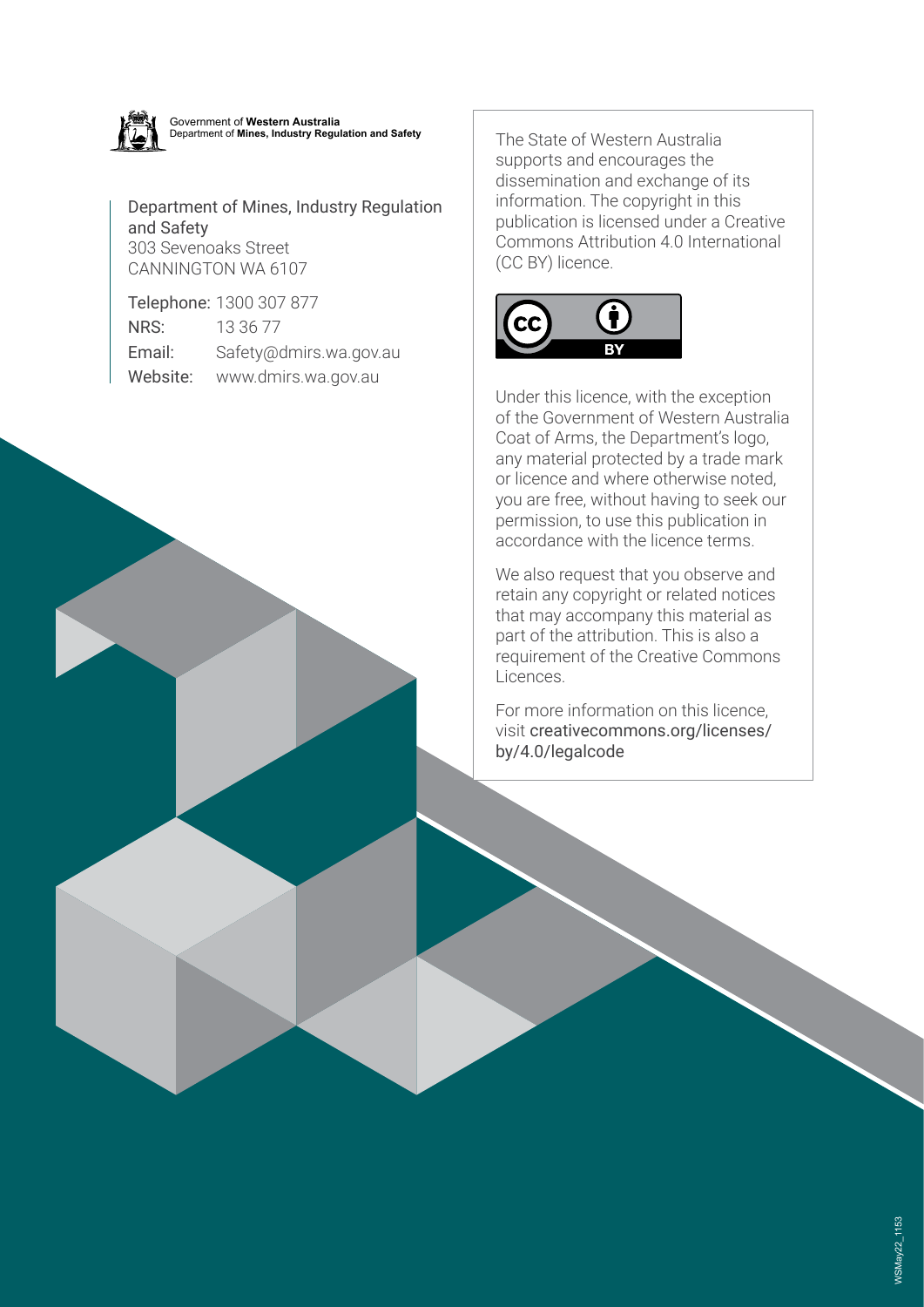Government of **Western Australia**
Department of **Mines, Industry Regulation and Safety**

Department of Mines, Industry Regulation and Safety
303 Sevenoaks Street
CANNINGTON WA 6107

Telephone: 1300 307 877
NRS: 13 36 77
Email: Safety@dmirs.wa.gov.au
Website: www.dmirs.wa.gov.au

The State of Western Australia supports and encourages the dissemination and exchange of its information. The copyright in this publication is licensed under a Creative Commons Attribution 4.0 International (CC BY) licence.

Under this licence, with the exception of the Government of Western Australia Coat of Arms, the Department's logo, any material protected by a trade mark or licence and where otherwise noted, you are free, without having to seek our permission, to use this publication in accordance with the licence terms.

We also request that you observe and retain any copyright or related notices that may accompany this material as part of the attribution. This is also a requirement of the Creative Commons Licences.

For more information on this licence, visit creativecommons.org/licenses/by/4.0/legalcode

WSMay22_1153